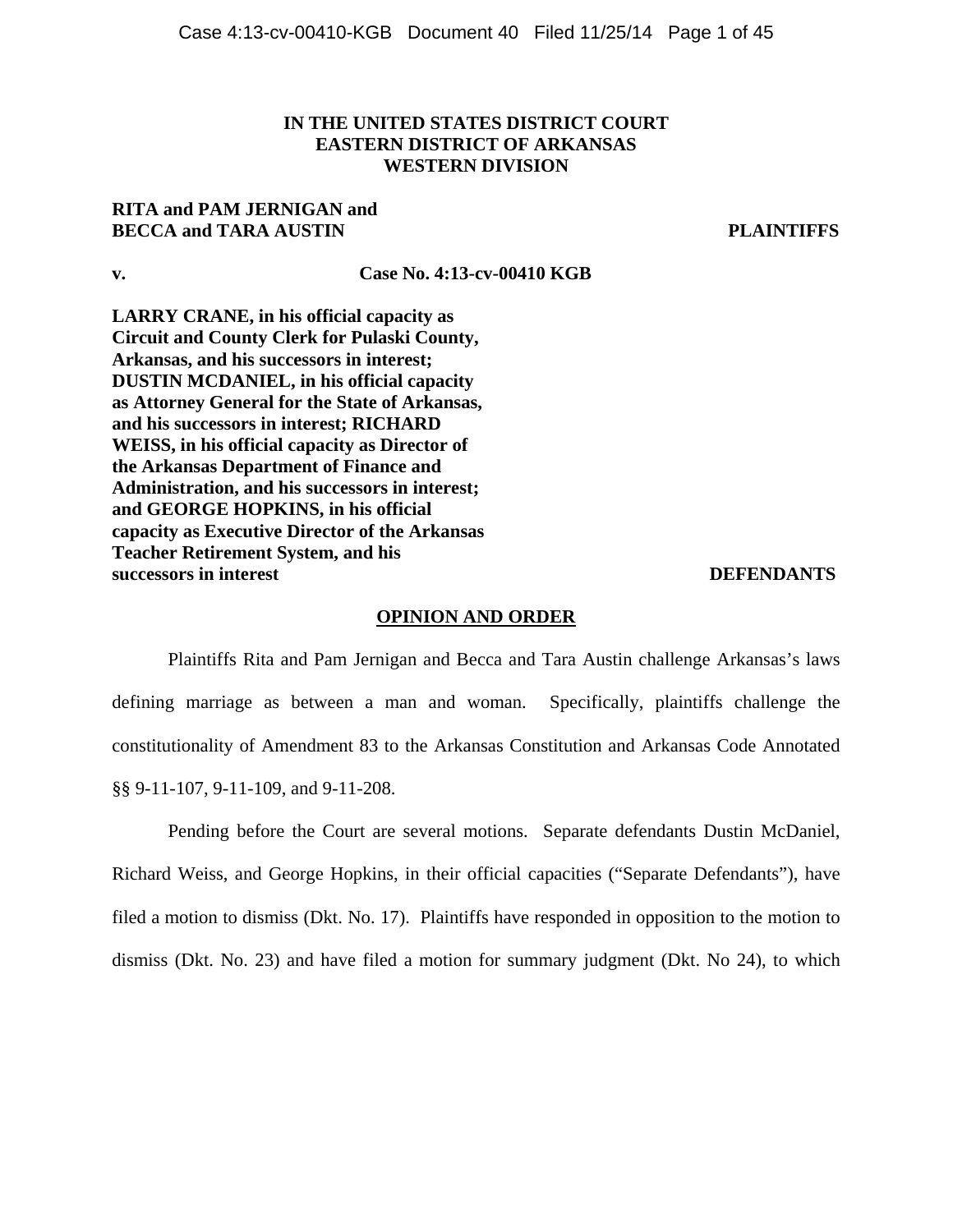**IN THE UNITED STATES DISTRICT COURT**
**EASTERN DISTRICT OF ARKANSAS**
**WESTERN DIVISION**

**RITA and PAM JERNIGAN and BECCA and TARA AUSTIN** **PLAINTIFFS**

**v.** **Case No. 4:13-cv-00410 KGB**

**LARRY CRANE, in his official capacity as Circuit and County Clerk for Pulaski County, Arkansas, and his successors in interest; DUSTIN MCDANIEL, in his official capacity as Attorney General for the State of Arkansas, and his successors in interest; RICHARD WEISS, in his official capacity as Director of the Arkansas Department of Finance and Administration, and his successors in interest; and GEORGE HOPKINS, in his official capacity as Executive Director of the Arkansas Teacher Retirement System, and his successors in interest** **DEFENDANTS**

**OPINION AND ORDER**

Plaintiffs Rita and Pam Jernigan and Becca and Tara Austin challenge Arkansas's laws defining marriage as between a man and woman. Specifically, plaintiffs challenge the constitutionality of Amendment 83 to the Arkansas Constitution and Arkansas Code Annotated §§ 9-11-107, 9-11-109, and 9-11-208.

Pending before the Court are several motions. Separate defendants Dustin McDaniel, Richard Weiss, and George Hopkins, in their official capacities ("Separate Defendants"), have filed a motion to dismiss (Dkt. No. 17). Plaintiffs have responded in opposition to the motion to dismiss (Dkt. No. 23) and have filed a motion for summary judgment (Dkt. No 24), to which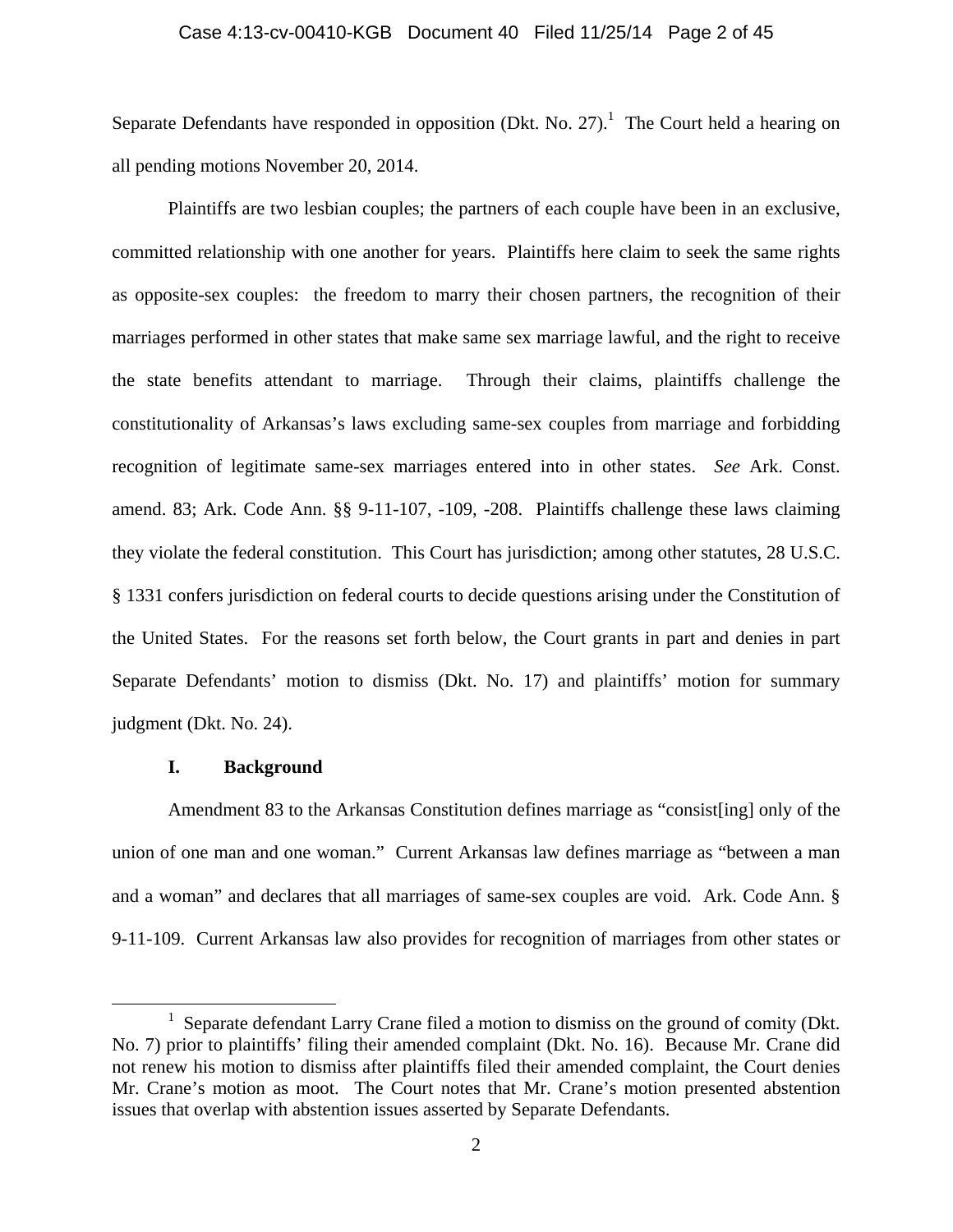Separate Defendants have responded in opposition (Dkt. No. 27).[1] The Court held a hearing on all pending motions November 20, 2014.

Plaintiffs are two lesbian couples; the partners of each couple have been in an exclusive, committed relationship with one another for years. Plaintiffs here claim to seek the same rights as opposite-sex couples: the freedom to marry their chosen partners, the recognition of their marriages performed in other states that make same sex marriage lawful, and the right to receive the state benefits attendant to marriage. Through their claims, plaintiffs challenge the constitutionality of Arkansas's laws excluding same-sex couples from marriage and forbidding recognition of legitimate same-sex marriages entered into in other states. *See* Ark. Const. amend. 83; Ark. Code Ann. §§ 9-11-107, -109, -208. Plaintiffs challenge these laws claiming they violate the federal constitution. This Court has jurisdiction; among other statutes, 28 U.S.C. § 1331 confers jurisdiction on federal courts to decide questions arising under the Constitution of the United States. For the reasons set forth below, the Court grants in part and denies in part Separate Defendants' motion to dismiss (Dkt. No. 17) and plaintiffs' motion for summary judgment (Dkt. No. 24).

## I. Background

Amendment 83 to the Arkansas Constitution defines marriage as "consist[ing] only of the union of one man and one woman." Current Arkansas law defines marriage as "between a man and a woman" and declares that all marriages of same-sex couples are void. Ark. Code Ann. § 9-11-109. Current Arkansas law also provides for recognition of marriages from other states or

---

[1] Separate defendant Larry Crane filed a motion to dismiss on the ground of comity (Dkt. No. 7) prior to plaintiffs' filing their amended complaint (Dkt. No. 16). Because Mr. Crane did not renew his motion to dismiss after plaintiffs filed their amended complaint, the Court denies Mr. Crane's motion as moot. The Court notes that Mr. Crane's motion presented abstention issues that overlap with abstention issues asserted by Separate Defendants.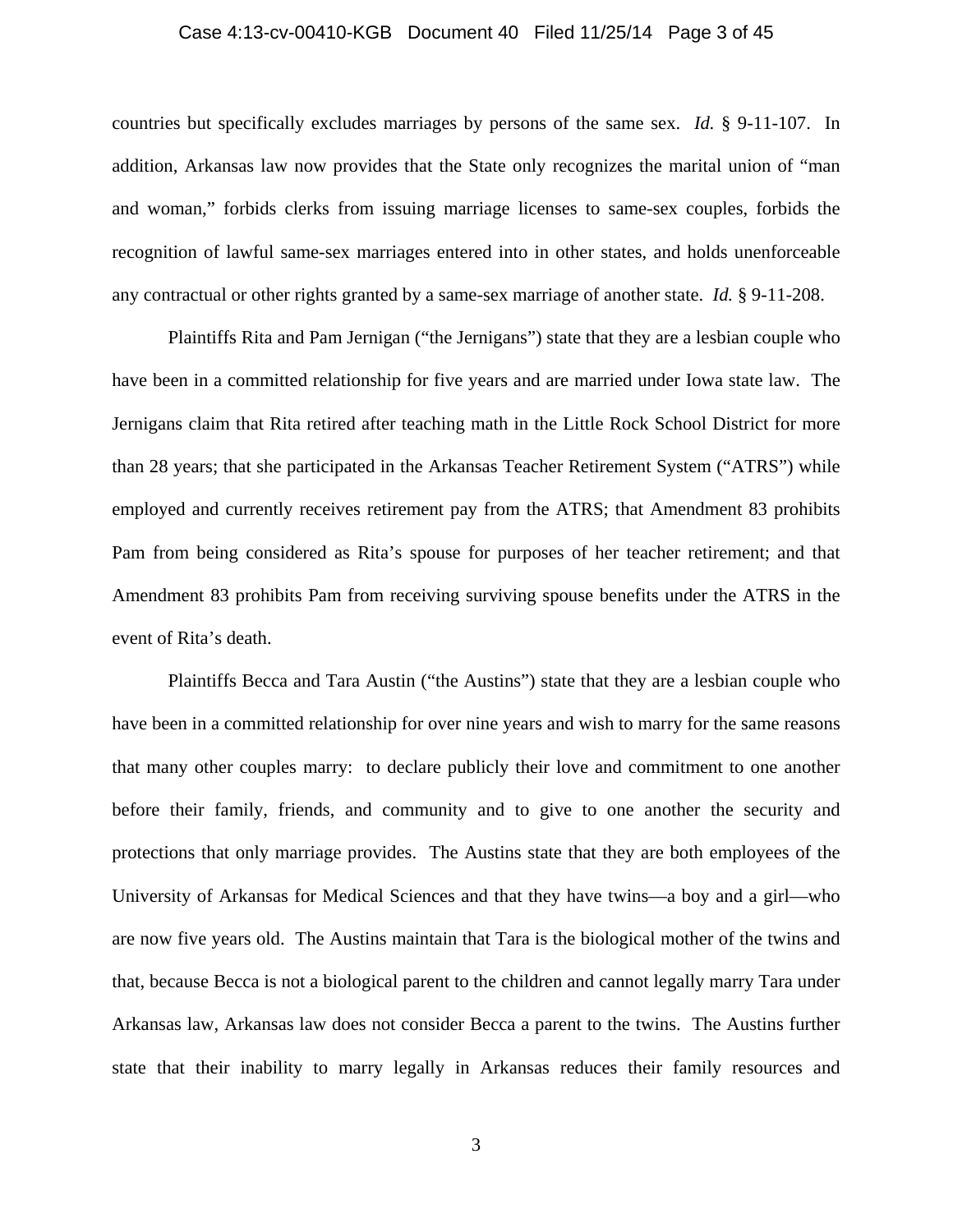countries but specifically excludes marriages by persons of the same sex. *Id.* § 9-11-107. In addition, Arkansas law now provides that the State only recognizes the marital union of "man and woman," forbids clerks from issuing marriage licenses to same-sex couples, forbids the recognition of lawful same-sex marriages entered into in other states, and holds unenforceable any contractual or other rights granted by a same-sex marriage of another state. *Id.* § 9-11-208.

Plaintiffs Rita and Pam Jernigan ("the Jernigans") state that they are a lesbian couple who have been in a committed relationship for five years and are married under Iowa state law. The Jernigans claim that Rita retired after teaching math in the Little Rock School District for more than 28 years; that she participated in the Arkansas Teacher Retirement System ("ATRS") while employed and currently receives retirement pay from the ATRS; that Amendment 83 prohibits Pam from being considered as Rita's spouse for purposes of her teacher retirement; and that Amendment 83 prohibits Pam from receiving surviving spouse benefits under the ATRS in the event of Rita's death.

Plaintiffs Becca and Tara Austin ("the Austins") state that they are a lesbian couple who have been in a committed relationship for over nine years and wish to marry for the same reasons that many other couples marry: to declare publicly their love and commitment to one another before their family, friends, and community and to give to one another the security and protections that only marriage provides. The Austins state that they are both employees of the University of Arkansas for Medical Sciences and that they have twins—a boy and a girl—who are now five years old. The Austins maintain that Tara is the biological mother of the twins and that, because Becca is not a biological parent to the children and cannot legally marry Tara under Arkansas law, Arkansas law does not consider Becca a parent to the twins. The Austins further state that their inability to marry legally in Arkansas reduces their family resources and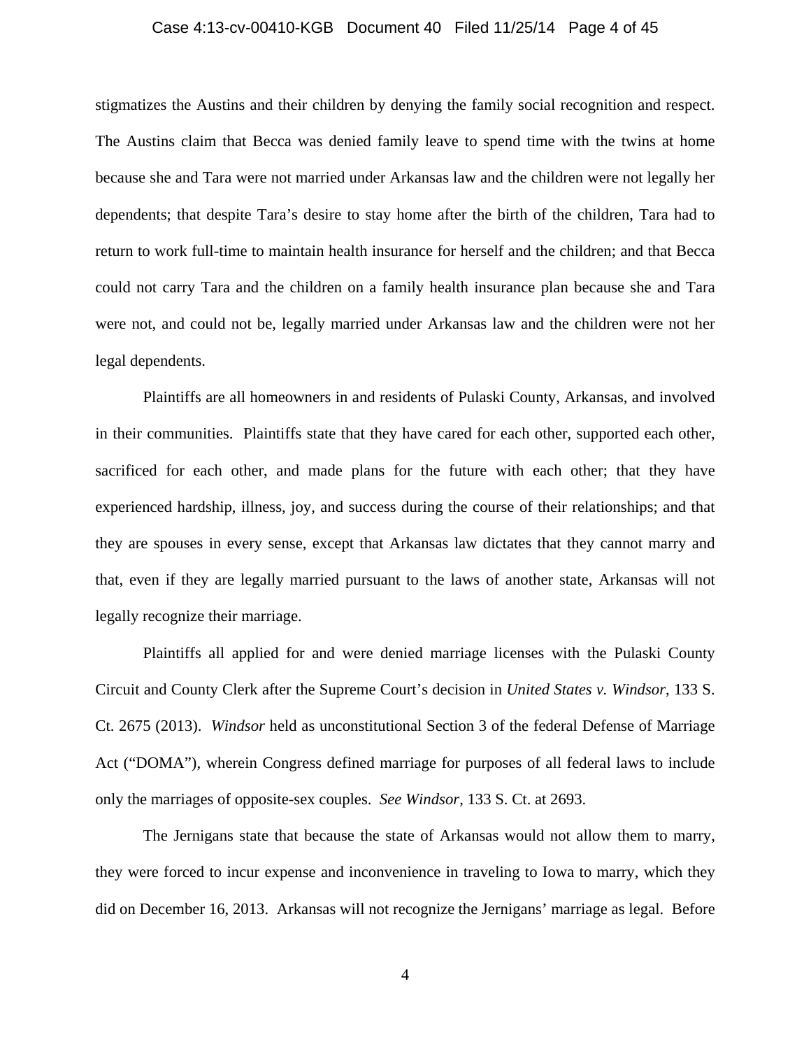stigmatizes the Austins and their children by denying the family social recognition and respect. The Austins claim that Becca was denied family leave to spend time with the twins at home because she and Tara were not married under Arkansas law and the children were not legally her dependents; that despite Tara's desire to stay home after the birth of the children, Tara had to return to work full-time to maintain health insurance for herself and the children; and that Becca could not carry Tara and the children on a family health insurance plan because she and Tara were not, and could not be, legally married under Arkansas law and the children were not her legal dependents.

Plaintiffs are all homeowners in and residents of Pulaski County, Arkansas, and involved in their communities. Plaintiffs state that they have cared for each other, supported each other, sacrificed for each other, and made plans for the future with each other; that they have experienced hardship, illness, joy, and success during the course of their relationships; and that they are spouses in every sense, except that Arkansas law dictates that they cannot marry and that, even if they are legally married pursuant to the laws of another state, Arkansas will not legally recognize their marriage.

Plaintiffs all applied for and were denied marriage licenses with the Pulaski County Circuit and County Clerk after the Supreme Court's decision in *United States v. Windsor*, 133 S. Ct. 2675 (2013). *Windsor* held as unconstitutional Section 3 of the federal Defense of Marriage Act ("DOMA"), wherein Congress defined marriage for purposes of all federal laws to include only the marriages of opposite-sex couples. *See Windsor*, 133 S. Ct. at 2693.

The Jernigans state that because the state of Arkansas would not allow them to marry, they were forced to incur expense and inconvenience in traveling to Iowa to marry, which they did on December 16, 2013. Arkansas will not recognize the Jernigans' marriage as legal. Before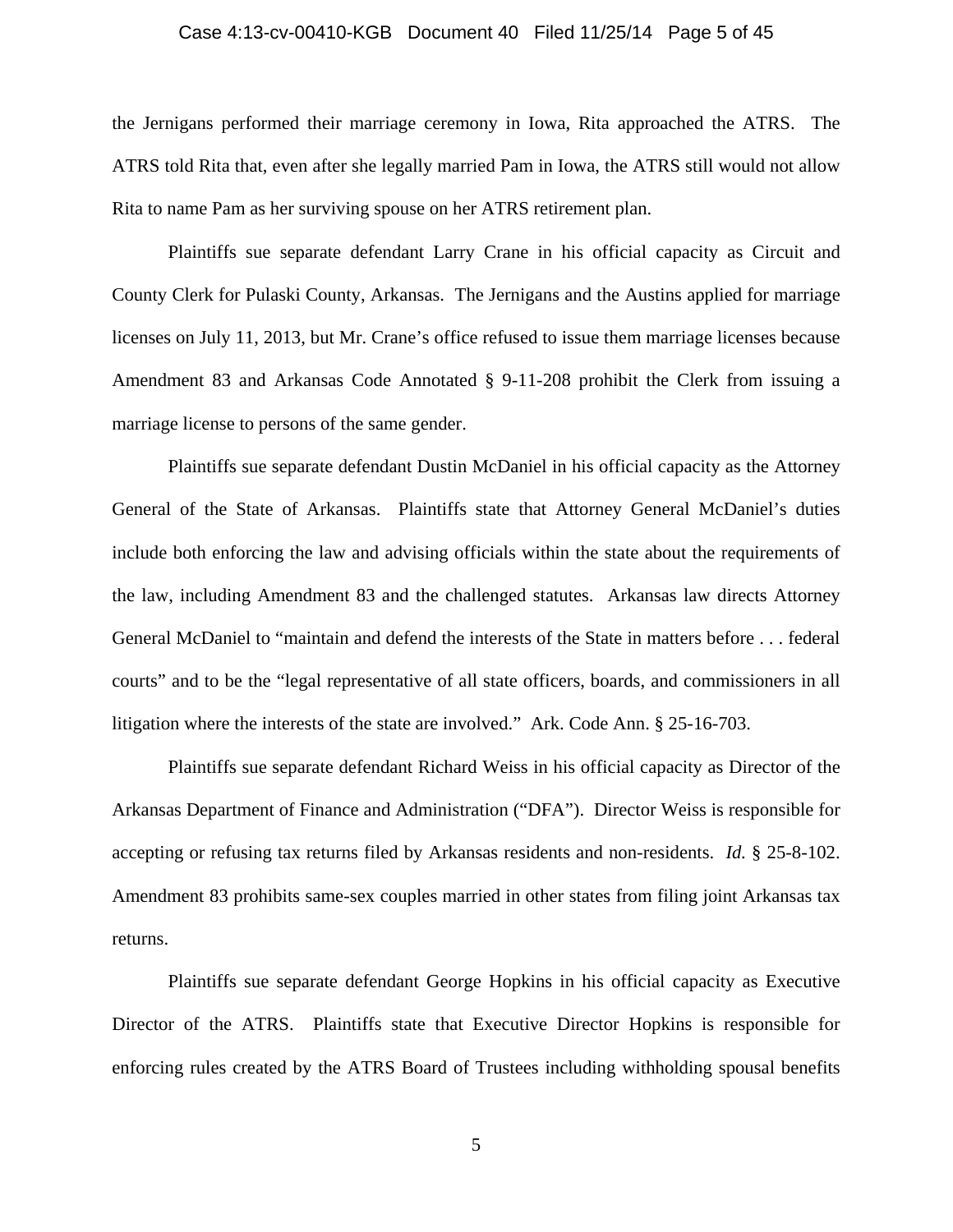the Jernigans performed their marriage ceremony in Iowa, Rita approached the ATRS. The ATRS told Rita that, even after she legally married Pam in Iowa, the ATRS still would not allow Rita to name Pam as her surviving spouse on her ATRS retirement plan.

Plaintiffs sue separate defendant Larry Crane in his official capacity as Circuit and County Clerk for Pulaski County, Arkansas. The Jernigans and the Austins applied for marriage licenses on July 11, 2013, but Mr. Crane's office refused to issue them marriage licenses because Amendment 83 and Arkansas Code Annotated § 9-11-208 prohibit the Clerk from issuing a marriage license to persons of the same gender.

Plaintiffs sue separate defendant Dustin McDaniel in his official capacity as the Attorney General of the State of Arkansas. Plaintiffs state that Attorney General McDaniel's duties include both enforcing the law and advising officials within the state about the requirements of the law, including Amendment 83 and the challenged statutes. Arkansas law directs Attorney General McDaniel to "maintain and defend the interests of the State in matters before . . . federal courts" and to be the "legal representative of all state officers, boards, and commissioners in all litigation where the interests of the state are involved." Ark. Code Ann. § 25-16-703.

Plaintiffs sue separate defendant Richard Weiss in his official capacity as Director of the Arkansas Department of Finance and Administration ("DFA"). Director Weiss is responsible for accepting or refusing tax returns filed by Arkansas residents and non-residents. *Id.* § 25-8-102. Amendment 83 prohibits same-sex couples married in other states from filing joint Arkansas tax returns.

Plaintiffs sue separate defendant George Hopkins in his official capacity as Executive Director of the ATRS. Plaintiffs state that Executive Director Hopkins is responsible for enforcing rules created by the ATRS Board of Trustees including withholding spousal benefits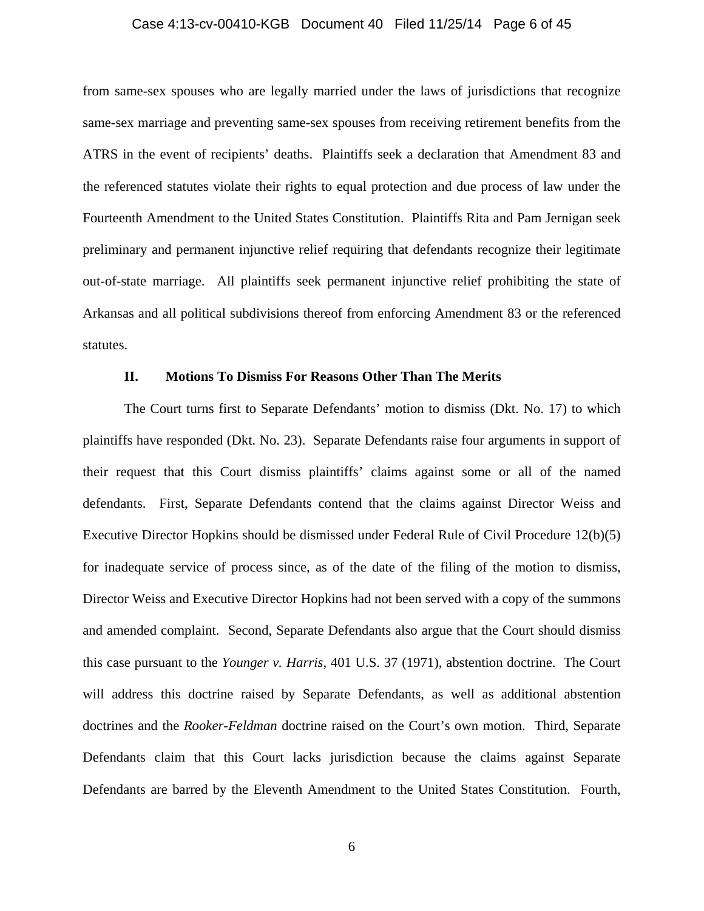from same-sex spouses who are legally married under the laws of jurisdictions that recognize same-sex marriage and preventing same-sex spouses from receiving retirement benefits from the ATRS in the event of recipients' deaths. Plaintiffs seek a declaration that Amendment 83 and the referenced statutes violate their rights to equal protection and due process of law under the Fourteenth Amendment to the United States Constitution. Plaintiffs Rita and Pam Jernigan seek preliminary and permanent injunctive relief requiring that defendants recognize their legitimate out-of-state marriage. All plaintiffs seek permanent injunctive relief prohibiting the state of Arkansas and all political subdivisions thereof from enforcing Amendment 83 or the referenced statutes.

## II. Motions To Dismiss For Reasons Other Than The Merits

The Court turns first to Separate Defendants' motion to dismiss (Dkt. No. 17) to which plaintiffs have responded (Dkt. No. 23). Separate Defendants raise four arguments in support of their request that this Court dismiss plaintiffs' claims against some or all of the named defendants. First, Separate Defendants contend that the claims against Director Weiss and Executive Director Hopkins should be dismissed under Federal Rule of Civil Procedure 12(b)(5) for inadequate service of process since, as of the date of the filing of the motion to dismiss, Director Weiss and Executive Director Hopkins had not been served with a copy of the summons and amended complaint. Second, Separate Defendants also argue that the Court should dismiss this case pursuant to the *Younger v. Harris*, 401 U.S. 37 (1971), abstention doctrine. The Court will address this doctrine raised by Separate Defendants, as well as additional abstention doctrines and the *Rooker-Feldman* doctrine raised on the Court's own motion. Third, Separate Defendants claim that this Court lacks jurisdiction because the claims against Separate Defendants are barred by the Eleventh Amendment to the United States Constitution. Fourth,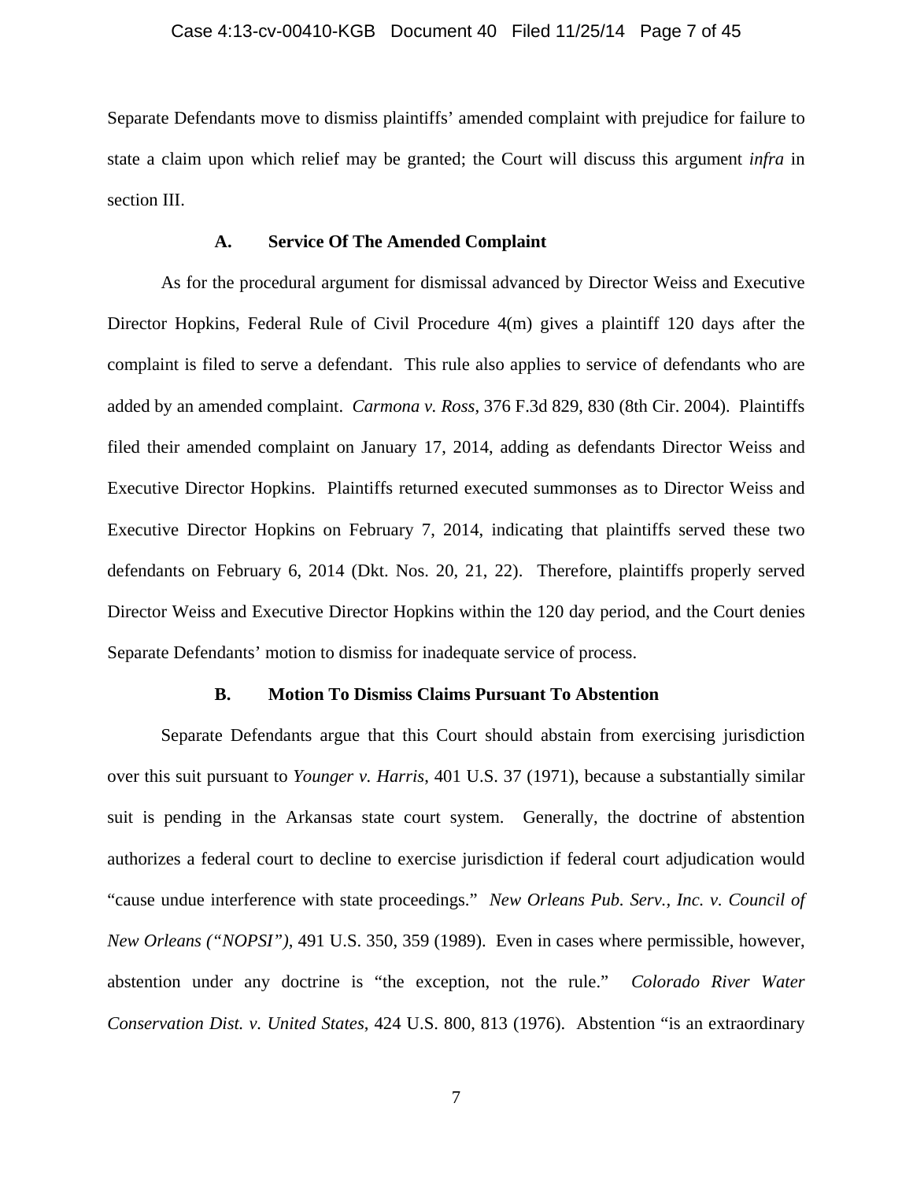Separate Defendants move to dismiss plaintiffs' amended complaint with prejudice for failure to state a claim upon which relief may be granted; the Court will discuss this argument *infra* in section III.

### A. Service Of The Amended Complaint

As for the procedural argument for dismissal advanced by Director Weiss and Executive Director Hopkins, Federal Rule of Civil Procedure 4(m) gives a plaintiff 120 days after the complaint is filed to serve a defendant. This rule also applies to service of defendants who are added by an amended complaint. *Carmona v. Ross*, 376 F.3d 829, 830 (8th Cir. 2004). Plaintiffs filed their amended complaint on January 17, 2014, adding as defendants Director Weiss and Executive Director Hopkins. Plaintiffs returned executed summonses as to Director Weiss and Executive Director Hopkins on February 7, 2014, indicating that plaintiffs served these two defendants on February 6, 2014 (Dkt. Nos. 20, 21, 22). Therefore, plaintiffs properly served Director Weiss and Executive Director Hopkins within the 120 day period, and the Court denies Separate Defendants' motion to dismiss for inadequate service of process.

### B. Motion To Dismiss Claims Pursuant To Abstention

Separate Defendants argue that this Court should abstain from exercising jurisdiction over this suit pursuant to *Younger v. Harris*, 401 U.S. 37 (1971), because a substantially similar suit is pending in the Arkansas state court system. Generally, the doctrine of abstention authorizes a federal court to decline to exercise jurisdiction if federal court adjudication would "cause undue interference with state proceedings." *New Orleans Pub. Serv., Inc. v. Council of New Orleans ("NOPSI")*, 491 U.S. 350, 359 (1989). Even in cases where permissible, however, abstention under any doctrine is "the exception, not the rule." *Colorado River Water Conservation Dist. v. United States*, 424 U.S. 800, 813 (1976). Abstention "is an extraordinary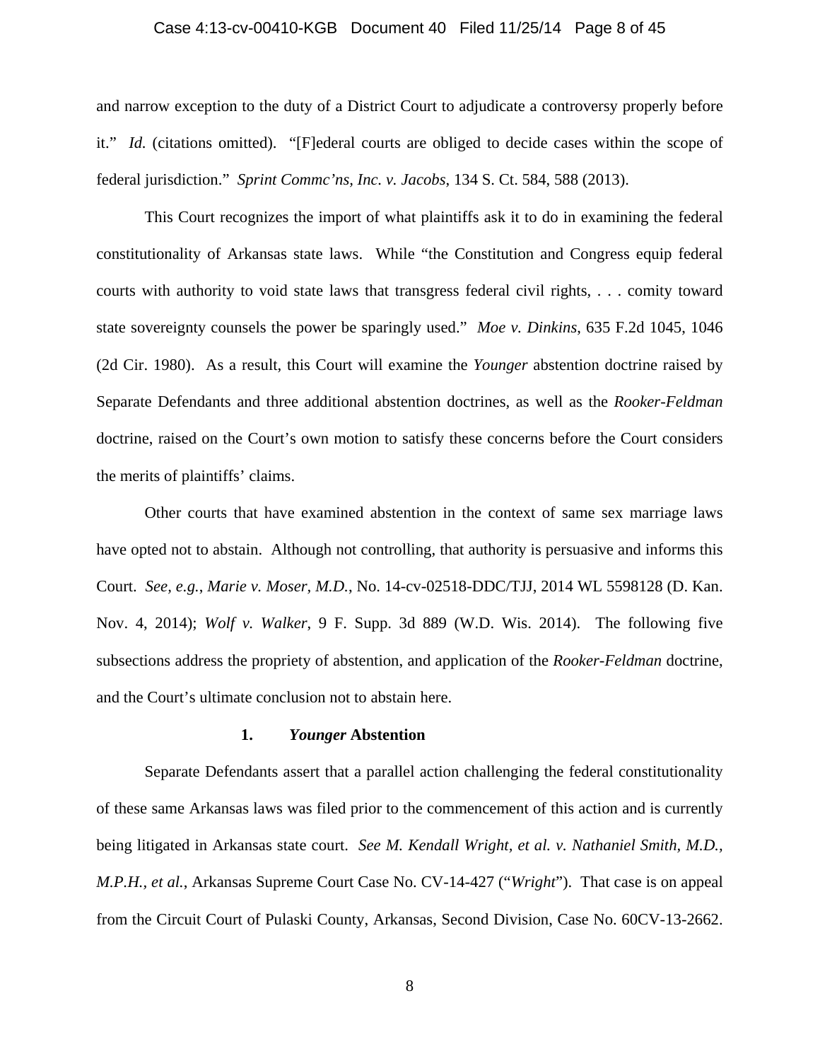and narrow exception to the duty of a District Court to adjudicate a controversy properly before it." *Id.* (citations omitted). "[F]ederal courts are obliged to decide cases within the scope of federal jurisdiction." *Sprint Commc'ns, Inc. v. Jacobs*, 134 S. Ct. 584, 588 (2013).

This Court recognizes the import of what plaintiffs ask it to do in examining the federal constitutionality of Arkansas state laws. While "the Constitution and Congress equip federal courts with authority to void state laws that transgress federal civil rights, . . . comity toward state sovereignty counsels the power be sparingly used." *Moe v. Dinkins*, 635 F.2d 1045, 1046 (2d Cir. 1980). As a result, this Court will examine the *Younger* abstention doctrine raised by Separate Defendants and three additional abstention doctrines, as well as the *Rooker-Feldman* doctrine, raised on the Court's own motion to satisfy these concerns before the Court considers the merits of plaintiffs' claims.

Other courts that have examined abstention in the context of same sex marriage laws have opted not to abstain. Although not controlling, that authority is persuasive and informs this Court. *See, e.g.*, *Marie v. Moser, M.D.*, No. 14-cv-02518-DDC/TJJ, 2014 WL 5598128 (D. Kan. Nov. 4, 2014); *Wolf v. Walker*, 9 F. Supp. 3d 889 (W.D. Wis. 2014). The following five subsections address the propriety of abstention, and application of the *Rooker-Feldman* doctrine, and the Court's ultimate conclusion not to abstain here.

### 1. *Younger* Abstention

Separate Defendants assert that a parallel action challenging the federal constitutionality of these same Arkansas laws was filed prior to the commencement of this action and is currently being litigated in Arkansas state court. *See M. Kendall Wright, et al. v. Nathaniel Smith, M.D., M.P.H., et al.*, Arkansas Supreme Court Case No. CV-14-427 ("*Wright*"). That case is on appeal from the Circuit Court of Pulaski County, Arkansas, Second Division, Case No. 60CV-13-2662.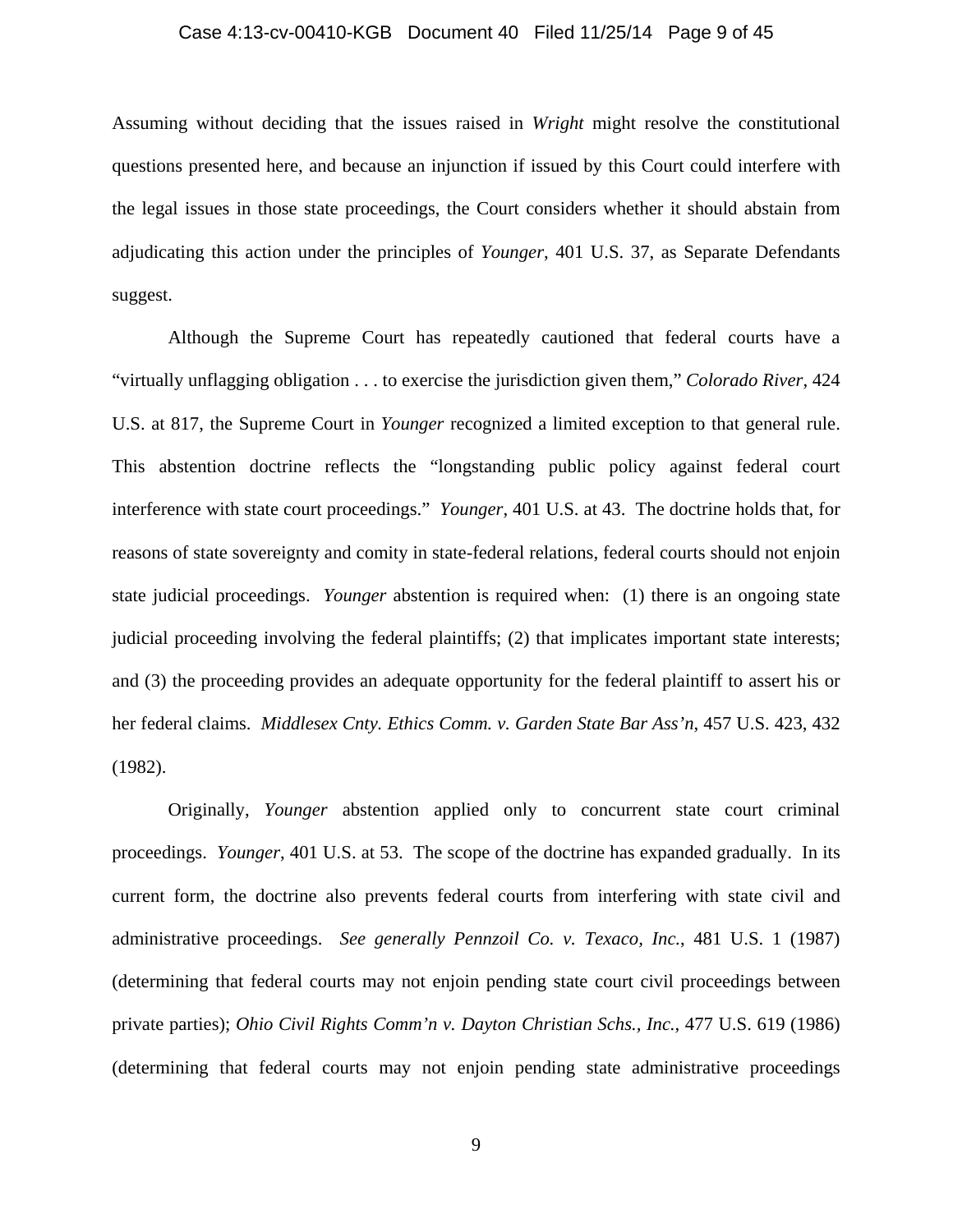Assuming without deciding that the issues raised in *Wright* might resolve the constitutional questions presented here, and because an injunction if issued by this Court could interfere with the legal issues in those state proceedings, the Court considers whether it should abstain from adjudicating this action under the principles of *Younger*, 401 U.S. 37, as Separate Defendants suggest.

Although the Supreme Court has repeatedly cautioned that federal courts have a "virtually unflagging obligation . . . to exercise the jurisdiction given them," *Colorado River*, 424 U.S. at 817, the Supreme Court in *Younger* recognized a limited exception to that general rule. This abstention doctrine reflects the "longstanding public policy against federal court interference with state court proceedings." *Younger*, 401 U.S. at 43. The doctrine holds that, for reasons of state sovereignty and comity in state-federal relations, federal courts should not enjoin state judicial proceedings. *Younger* abstention is required when: (1) there is an ongoing state judicial proceeding involving the federal plaintiffs; (2) that implicates important state interests; and (3) the proceeding provides an adequate opportunity for the federal plaintiff to assert his or her federal claims. *Middlesex Cnty. Ethics Comm. v. Garden State Bar Ass'n*, 457 U.S. 423, 432 (1982).

Originally, *Younger* abstention applied only to concurrent state court criminal proceedings. *Younger*, 401 U.S. at 53. The scope of the doctrine has expanded gradually. In its current form, the doctrine also prevents federal courts from interfering with state civil and administrative proceedings. *See generally Pennzoil Co. v. Texaco, Inc.*, 481 U.S. 1 (1987) (determining that federal courts may not enjoin pending state court civil proceedings between private parties); *Ohio Civil Rights Comm'n v. Dayton Christian Schs., Inc.*, 477 U.S. 619 (1986) (determining that federal courts may not enjoin pending state administrative proceedings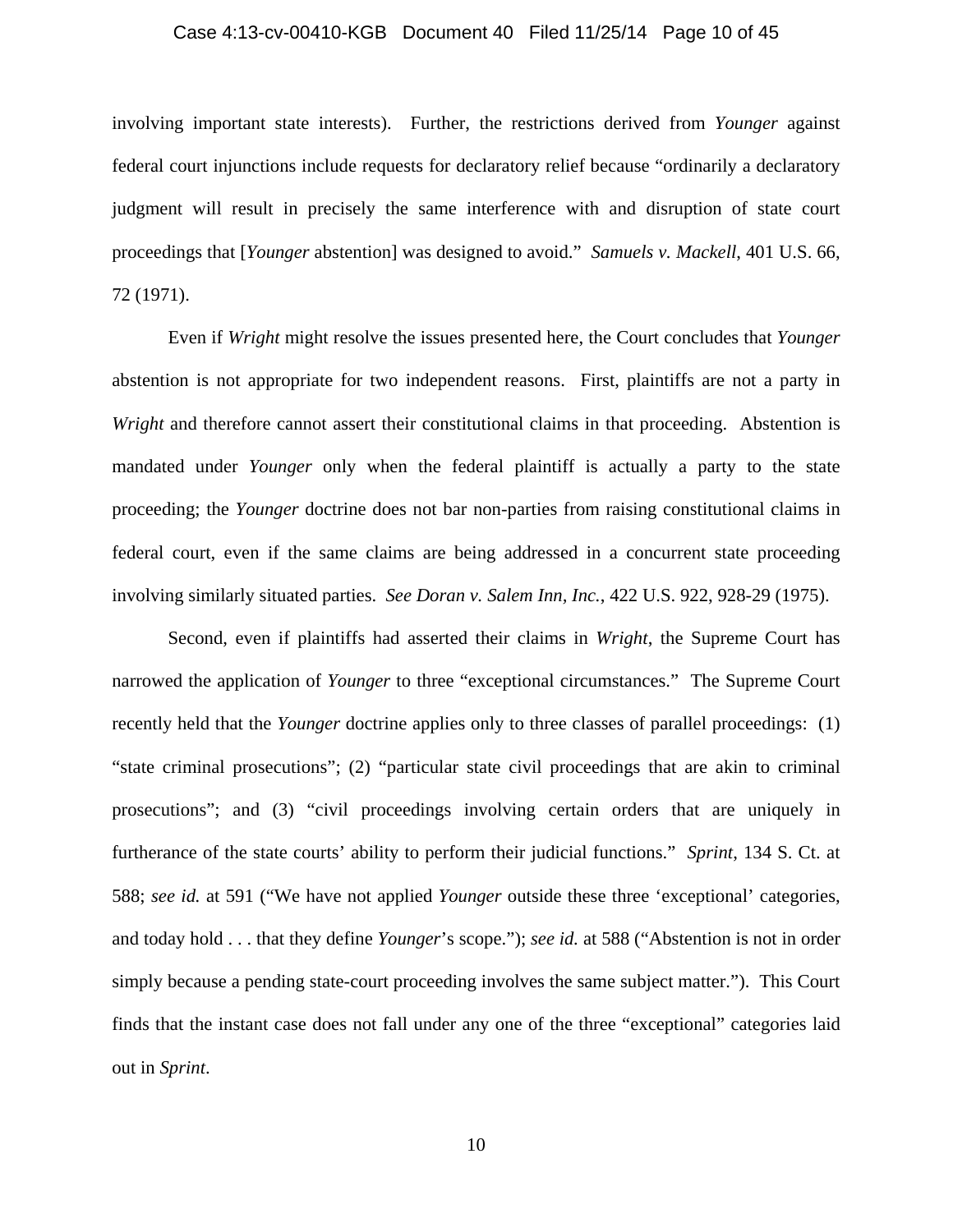involving important state interests). Further, the restrictions derived from *Younger* against federal court injunctions include requests for declaratory relief because "ordinarily a declaratory judgment will result in precisely the same interference with and disruption of state court proceedings that [*Younger* abstention] was designed to avoid." *Samuels v. Mackell*, 401 U.S. 66, 72 (1971).

Even if *Wright* might resolve the issues presented here, the Court concludes that *Younger* abstention is not appropriate for two independent reasons. First, plaintiffs are not a party in *Wright* and therefore cannot assert their constitutional claims in that proceeding. Abstention is mandated under *Younger* only when the federal plaintiff is actually a party to the state proceeding; the *Younger* doctrine does not bar non-parties from raising constitutional claims in federal court, even if the same claims are being addressed in a concurrent state proceeding involving similarly situated parties. *See Doran v. Salem Inn, Inc.*, 422 U.S. 922, 928-29 (1975).

Second, even if plaintiffs had asserted their claims in *Wright*, the Supreme Court has narrowed the application of *Younger* to three "exceptional circumstances." The Supreme Court recently held that the *Younger* doctrine applies only to three classes of parallel proceedings: (1) "state criminal prosecutions"; (2) "particular state civil proceedings that are akin to criminal prosecutions"; and (3) "civil proceedings involving certain orders that are uniquely in furtherance of the state courts' ability to perform their judicial functions." *Sprint*, 134 S. Ct. at 588; *see id.* at 591 ("We have not applied *Younger* outside these three 'exceptional' categories, and today hold . . . that they define *Younger*'s scope."); *see id.* at 588 ("Abstention is not in order simply because a pending state-court proceeding involves the same subject matter."). This Court finds that the instant case does not fall under any one of the three "exceptional" categories laid out in *Sprint*.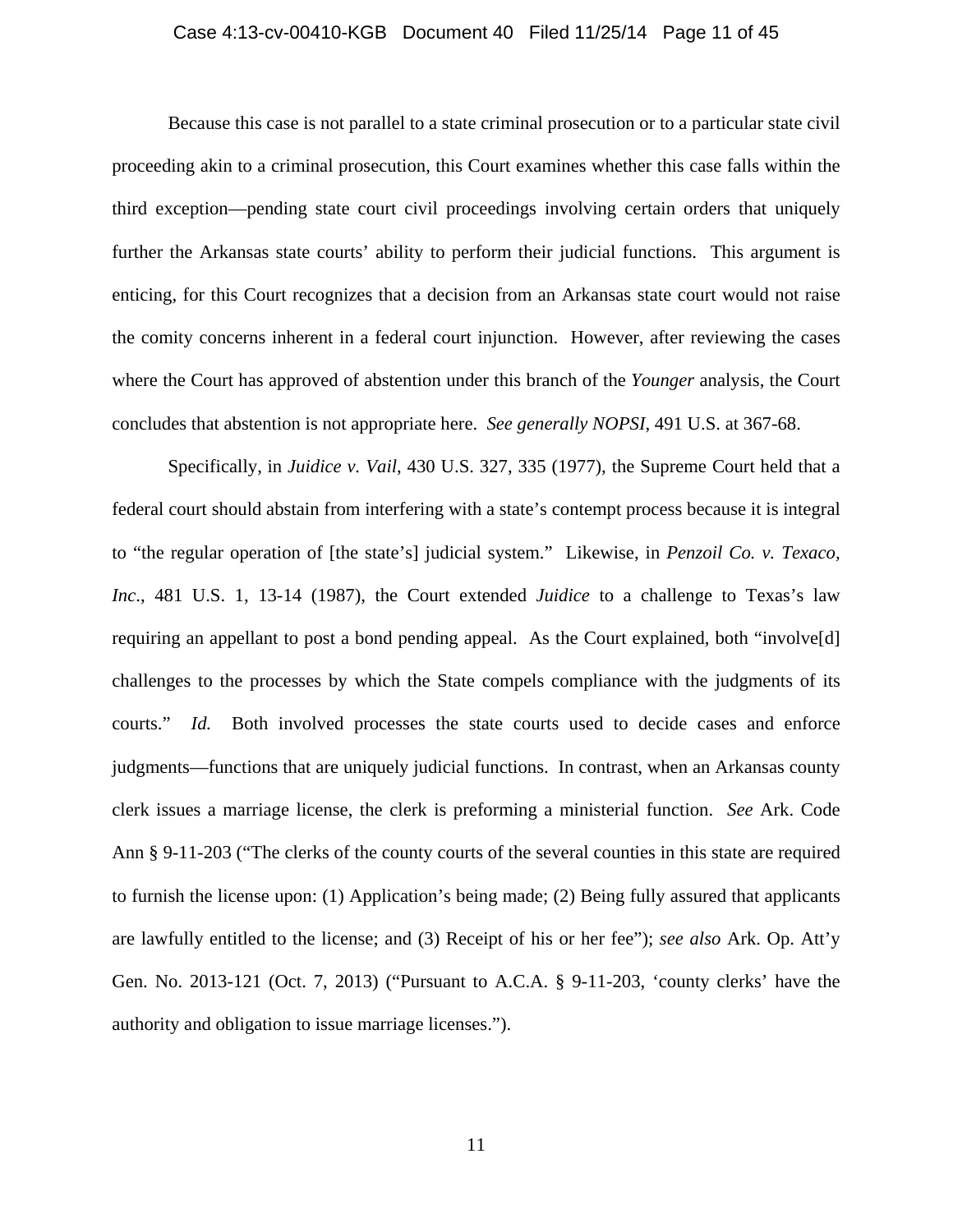Because this case is not parallel to a state criminal prosecution or to a particular state civil proceeding akin to a criminal prosecution, this Court examines whether this case falls within the third exception—pending state court civil proceedings involving certain orders that uniquely further the Arkansas state courts' ability to perform their judicial functions. This argument is enticing, for this Court recognizes that a decision from an Arkansas state court would not raise the comity concerns inherent in a federal court injunction. However, after reviewing the cases where the Court has approved of abstention under this branch of the *Younger* analysis, the Court concludes that abstention is not appropriate here. *See generally NOPSI*, 491 U.S. at 367-68.

Specifically, in *Juidice v. Vail*, 430 U.S. 327, 335 (1977), the Supreme Court held that a federal court should abstain from interfering with a state's contempt process because it is integral to "the regular operation of [the state's] judicial system." Likewise, in *Penzoil Co. v. Texaco, Inc*., 481 U.S. 1, 13-14 (1987), the Court extended *Juidice* to a challenge to Texas's law requiring an appellant to post a bond pending appeal. As the Court explained, both "involve[d] challenges to the processes by which the State compels compliance with the judgments of its courts." *Id.* Both involved processes the state courts used to decide cases and enforce judgments—functions that are uniquely judicial functions. In contrast, when an Arkansas county clerk issues a marriage license, the clerk is preforming a ministerial function. *See* Ark. Code Ann § 9-11-203 ("The clerks of the county courts of the several counties in this state are required to furnish the license upon: (1) Application's being made; (2) Being fully assured that applicants are lawfully entitled to the license; and (3) Receipt of his or her fee"); *see also* Ark. Op. Att'y Gen. No. 2013-121 (Oct. 7, 2013) ("Pursuant to A.C.A. § 9-11-203, 'county clerks' have the authority and obligation to issue marriage licenses.").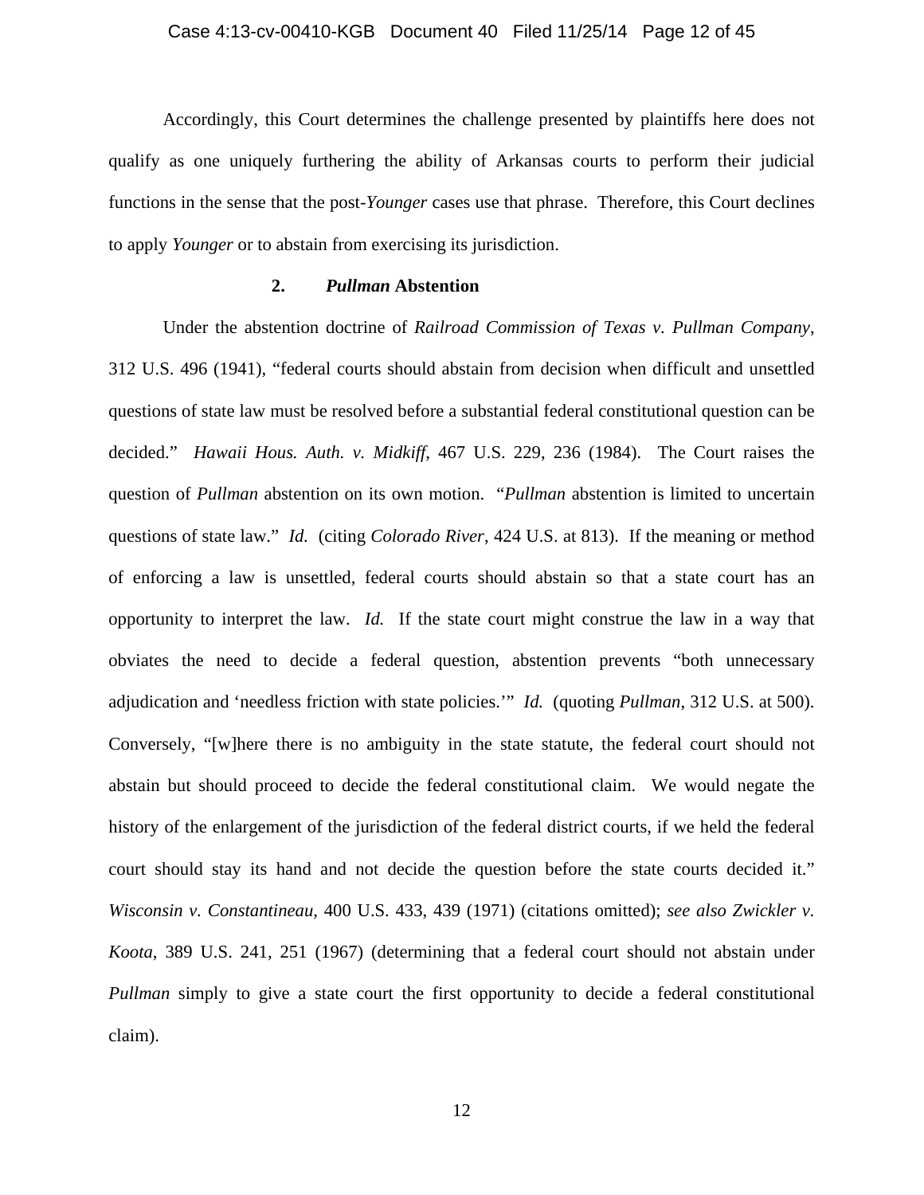Accordingly, this Court determines the challenge presented by plaintiffs here does not qualify as one uniquely furthering the ability of Arkansas courts to perform their judicial functions in the sense that the post-*Younger* cases use that phrase. Therefore, this Court declines to apply *Younger* or to abstain from exercising its jurisdiction.

### 2. *Pullman* Abstention

Under the abstention doctrine of *Railroad Commission of Texas v. Pullman Company*, 312 U.S. 496 (1941), "federal courts should abstain from decision when difficult and unsettled questions of state law must be resolved before a substantial federal constitutional question can be decided." *Hawaii Hous. Auth. v. Midkiff*, 467 U.S. 229, 236 (1984). The Court raises the question of *Pullman* abstention on its own motion. "*Pullman* abstention is limited to uncertain questions of state law." *Id.* (citing *Colorado River*, 424 U.S. at 813). If the meaning or method of enforcing a law is unsettled, federal courts should abstain so that a state court has an opportunity to interpret the law. *Id.* If the state court might construe the law in a way that obviates the need to decide a federal question, abstention prevents "both unnecessary adjudication and 'needless friction with state policies.'" *Id.* (quoting *Pullman*, 312 U.S. at 500). Conversely, "[w]here there is no ambiguity in the state statute, the federal court should not abstain but should proceed to decide the federal constitutional claim. We would negate the history of the enlargement of the jurisdiction of the federal district courts, if we held the federal court should stay its hand and not decide the question before the state courts decided it." *Wisconsin v. Constantineau*, 400 U.S. 433, 439 (1971) (citations omitted); *see also Zwickler v. Koota*, 389 U.S. 241, 251 (1967) (determining that a federal court should not abstain under *Pullman* simply to give a state court the first opportunity to decide a federal constitutional claim).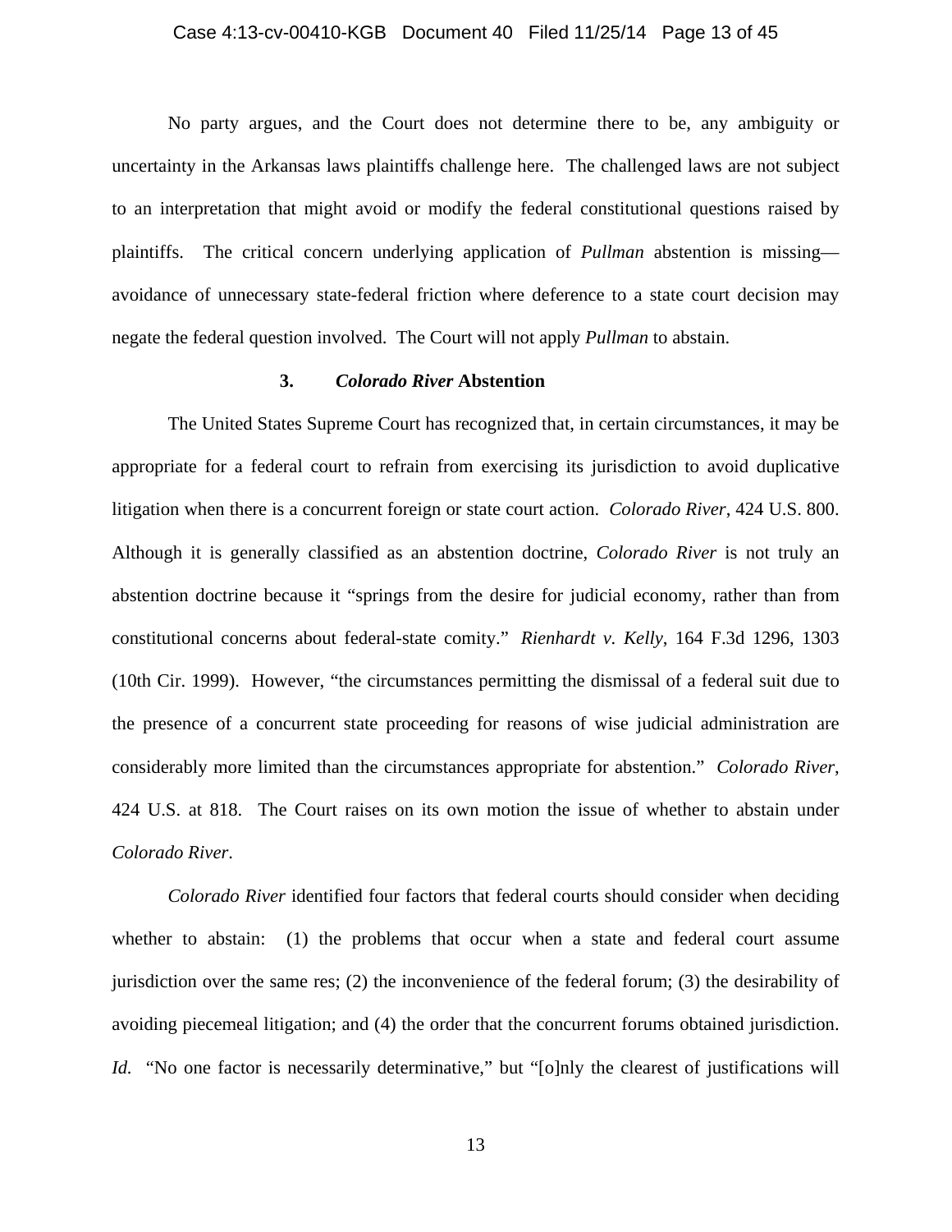No party argues, and the Court does not determine there to be, any ambiguity or uncertainty in the Arkansas laws plaintiffs challenge here. The challenged laws are not subject to an interpretation that might avoid or modify the federal constitutional questions raised by plaintiffs. The critical concern underlying application of *Pullman* abstention is missing—avoidance of unnecessary state-federal friction where deference to a state court decision may negate the federal question involved. The Court will not apply *Pullman* to abstain.

### 3. *Colorado River* Abstention

The United States Supreme Court has recognized that, in certain circumstances, it may be appropriate for a federal court to refrain from exercising its jurisdiction to avoid duplicative litigation when there is a concurrent foreign or state court action. *Colorado River*, 424 U.S. 800. Although it is generally classified as an abstention doctrine, *Colorado River* is not truly an abstention doctrine because it "springs from the desire for judicial economy, rather than from constitutional concerns about federal-state comity." *Rienhardt v. Kelly*, 164 F.3d 1296, 1303 (10th Cir. 1999). However, "the circumstances permitting the dismissal of a federal suit due to the presence of a concurrent state proceeding for reasons of wise judicial administration are considerably more limited than the circumstances appropriate for abstention." *Colorado River*, 424 U.S. at 818. The Court raises on its own motion the issue of whether to abstain under *Colorado River*.

*Colorado River* identified four factors that federal courts should consider when deciding whether to abstain: (1) the problems that occur when a state and federal court assume jurisdiction over the same res; (2) the inconvenience of the federal forum; (3) the desirability of avoiding piecemeal litigation; and (4) the order that the concurrent forums obtained jurisdiction. *Id.* "No one factor is necessarily determinative," but "[o]nly the clearest of justifications will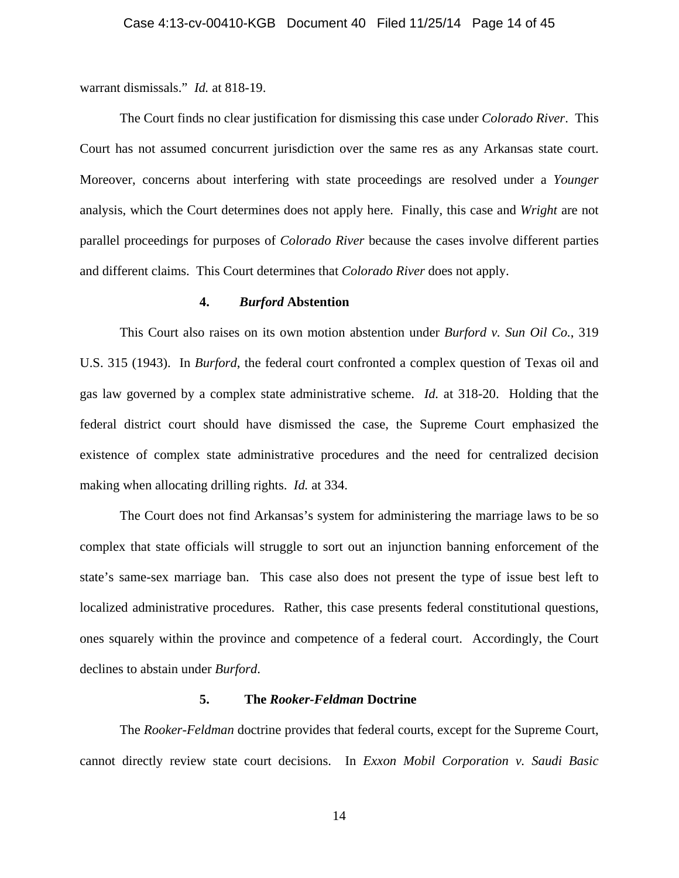warrant dismissals." *Id.* at 818-19.

The Court finds no clear justification for dismissing this case under *Colorado River*. This Court has not assumed concurrent jurisdiction over the same res as any Arkansas state court. Moreover, concerns about interfering with state proceedings are resolved under a *Younger* analysis, which the Court determines does not apply here. Finally, this case and *Wright* are not parallel proceedings for purposes of *Colorado River* because the cases involve different parties and different claims. This Court determines that *Colorado River* does not apply.

#### 4. *Burford* Abstention

This Court also raises on its own motion abstention under *Burford v. Sun Oil Co.*, 319 U.S. 315 (1943). In *Burford*, the federal court confronted a complex question of Texas oil and gas law governed by a complex state administrative scheme. *Id.* at 318-20. Holding that the federal district court should have dismissed the case, the Supreme Court emphasized the existence of complex state administrative procedures and the need for centralized decision making when allocating drilling rights. *Id.* at 334.

The Court does not find Arkansas's system for administering the marriage laws to be so complex that state officials will struggle to sort out an injunction banning enforcement of the state's same-sex marriage ban. This case also does not present the type of issue best left to localized administrative procedures. Rather, this case presents federal constitutional questions, ones squarely within the province and competence of a federal court. Accordingly, the Court declines to abstain under *Burford*.

#### 5. The *Rooker-Feldman* Doctrine

The *Rooker-Feldman* doctrine provides that federal courts, except for the Supreme Court, cannot directly review state court decisions. In *Exxon Mobil Corporation v. Saudi Basic*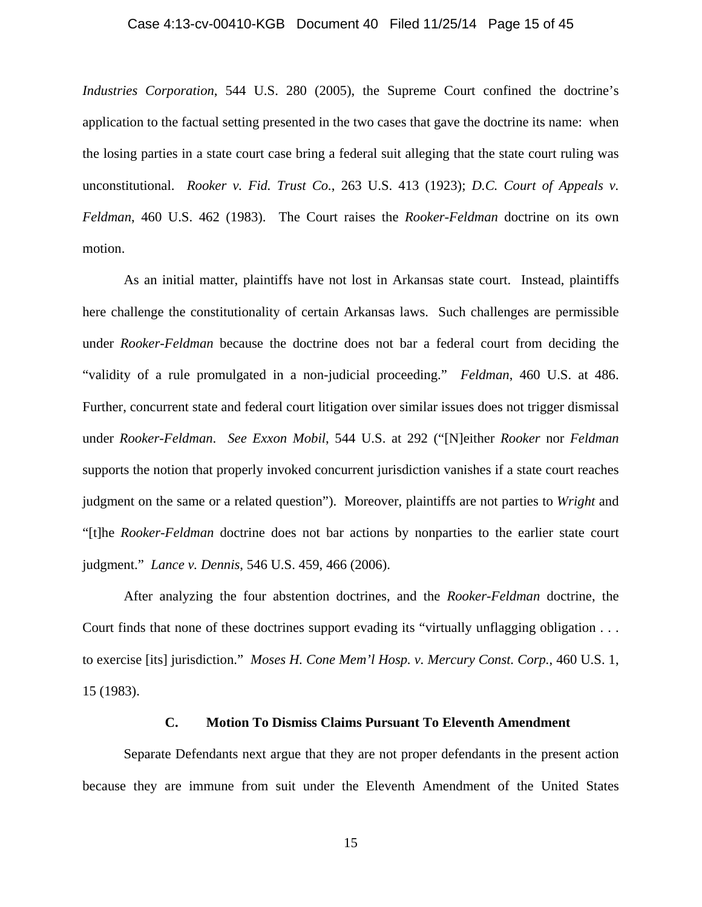*Industries Corporation*, 544 U.S. 280 (2005), the Supreme Court confined the doctrine's application to the factual setting presented in the two cases that gave the doctrine its name: when the losing parties in a state court case bring a federal suit alleging that the state court ruling was unconstitutional. *Rooker v. Fid. Trust Co.*, 263 U.S. 413 (1923); *D.C. Court of Appeals v. Feldman*, 460 U.S. 462 (1983). The Court raises the *Rooker-Feldman* doctrine on its own motion.

As an initial matter, plaintiffs have not lost in Arkansas state court. Instead, plaintiffs here challenge the constitutionality of certain Arkansas laws. Such challenges are permissible under *Rooker-Feldman* because the doctrine does not bar a federal court from deciding the "validity of a rule promulgated in a non-judicial proceeding." *Feldman*, 460 U.S. at 486. Further, concurrent state and federal court litigation over similar issues does not trigger dismissal under *Rooker-Feldman*. *See Exxon Mobil*, 544 U.S. at 292 ("[N]either *Rooker* nor *Feldman* supports the notion that properly invoked concurrent jurisdiction vanishes if a state court reaches judgment on the same or a related question"). Moreover, plaintiffs are not parties to *Wright* and "[t]he *Rooker-Feldman* doctrine does not bar actions by nonparties to the earlier state court judgment." *Lance v. Dennis*, 546 U.S. 459, 466 (2006).

After analyzing the four abstention doctrines, and the *Rooker-Feldman* doctrine, the Court finds that none of these doctrines support evading its "virtually unflagging obligation . . . to exercise [its] jurisdiction." *Moses H. Cone Mem'l Hosp. v. Mercury Const. Corp.*, 460 U.S. 1, 15 (1983).

### C. Motion To Dismiss Claims Pursuant To Eleventh Amendment

Separate Defendants next argue that they are not proper defendants in the present action because they are immune from suit under the Eleventh Amendment of the United States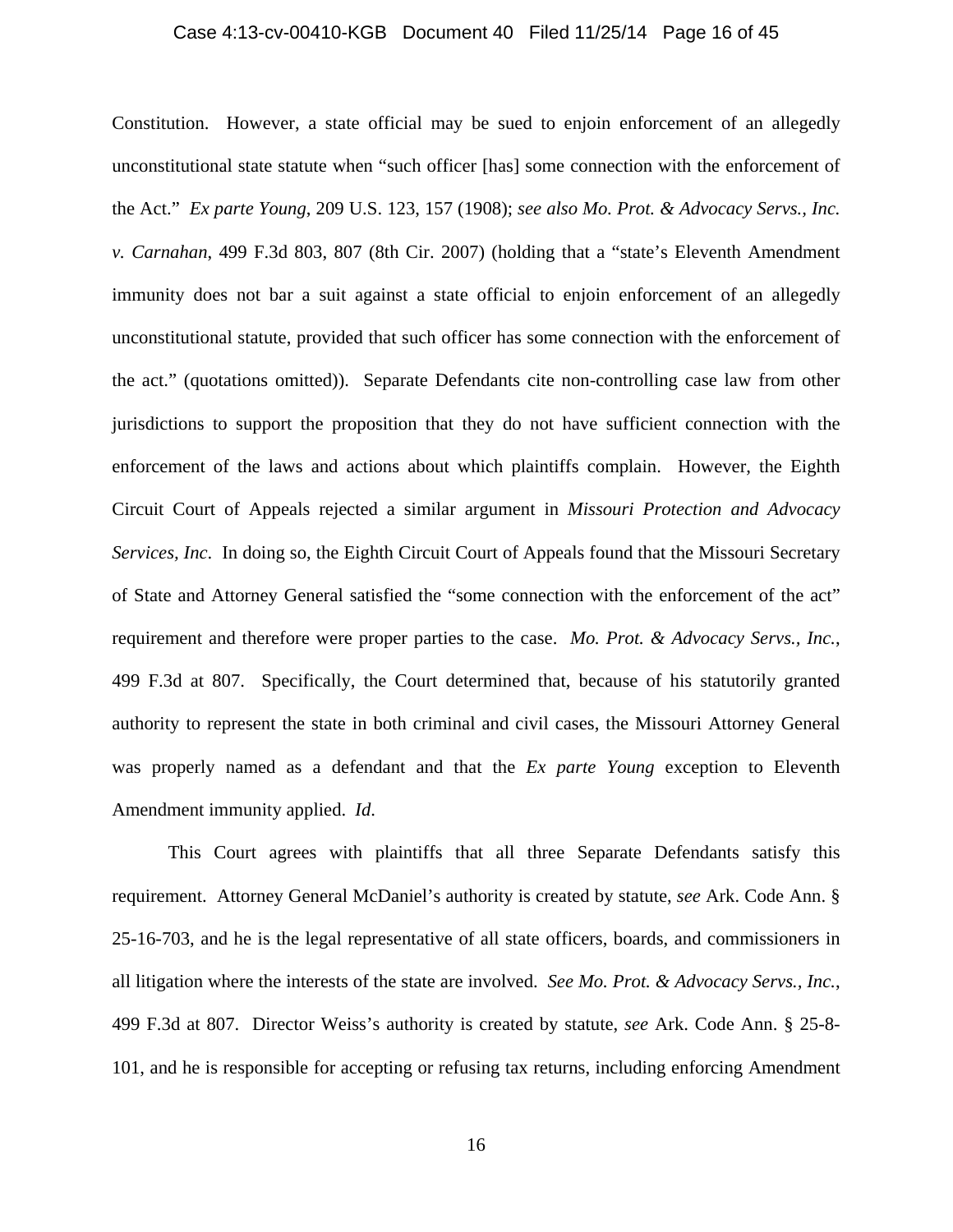Constitution. However, a state official may be sued to enjoin enforcement of an allegedly unconstitutional state statute when "such officer [has] some connection with the enforcement of the Act." *Ex parte Young*, 209 U.S. 123, 157 (1908); *see also Mo. Prot. & Advocacy Servs., Inc. v. Carnahan*, 499 F.3d 803, 807 (8th Cir. 2007) (holding that a "state's Eleventh Amendment immunity does not bar a suit against a state official to enjoin enforcement of an allegedly unconstitutional statute, provided that such officer has some connection with the enforcement of the act." (quotations omitted)). Separate Defendants cite non-controlling case law from other jurisdictions to support the proposition that they do not have sufficient connection with the enforcement of the laws and actions about which plaintiffs complain. However, the Eighth Circuit Court of Appeals rejected a similar argument in *Missouri Protection and Advocacy Services, Inc*. In doing so, the Eighth Circuit Court of Appeals found that the Missouri Secretary of State and Attorney General satisfied the "some connection with the enforcement of the act" requirement and therefore were proper parties to the case. *Mo. Prot. & Advocacy Servs., Inc.*, 499 F.3d at 807. Specifically, the Court determined that, because of his statutorily granted authority to represent the state in both criminal and civil cases, the Missouri Attorney General was properly named as a defendant and that the *Ex parte Young* exception to Eleventh Amendment immunity applied. *Id.*

This Court agrees with plaintiffs that all three Separate Defendants satisfy this requirement. Attorney General McDaniel's authority is created by statute, *see* Ark. Code Ann. § 25-16-703, and he is the legal representative of all state officers, boards, and commissioners in all litigation where the interests of the state are involved. *See Mo. Prot. & Advocacy Servs., Inc.*, 499 F.3d at 807. Director Weiss's authority is created by statute, *see* Ark. Code Ann. § 25-8-101, and he is responsible for accepting or refusing tax returns, including enforcing Amendment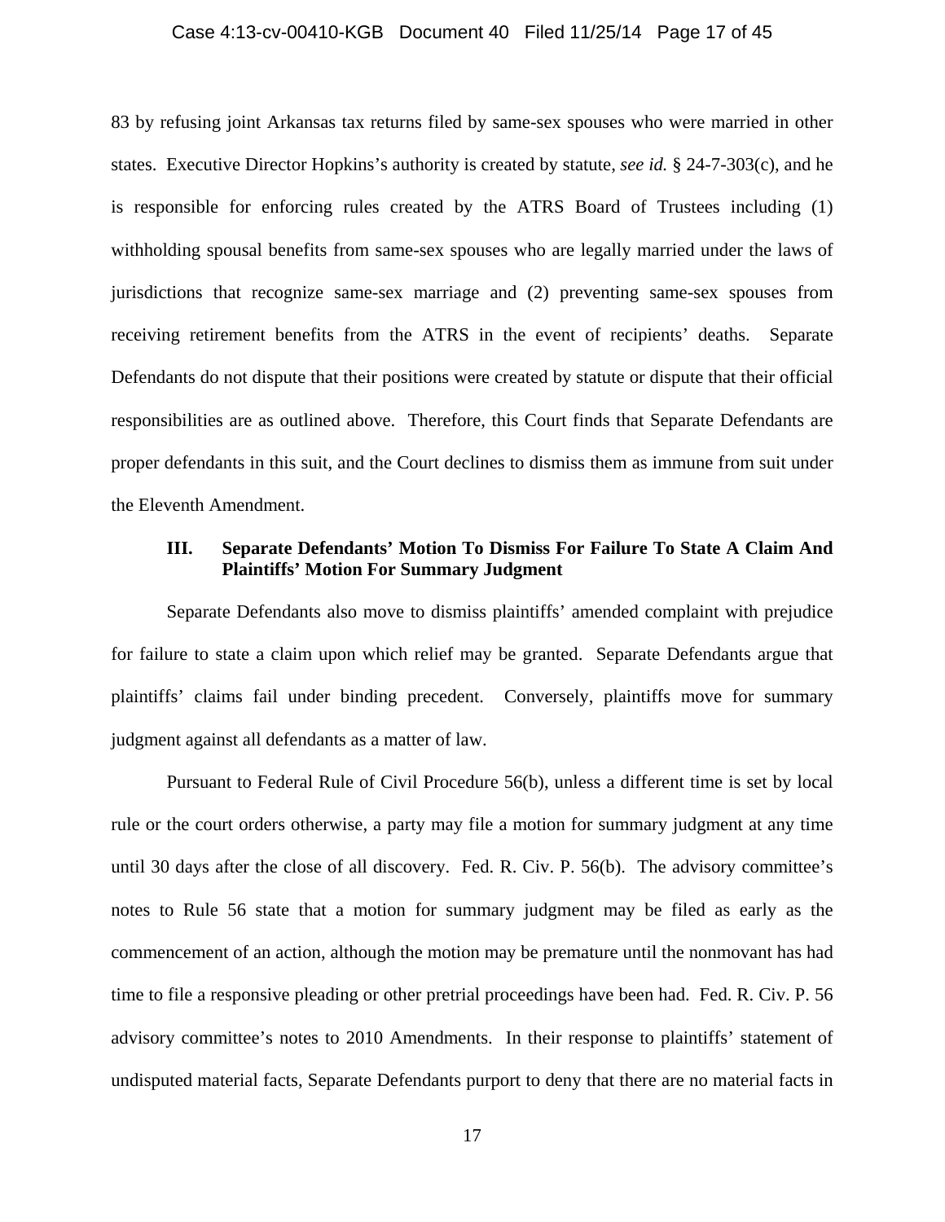83 by refusing joint Arkansas tax returns filed by same-sex spouses who were married in other states. Executive Director Hopkins's authority is created by statute, *see id.* § 24-7-303(c), and he is responsible for enforcing rules created by the ATRS Board of Trustees including (1) withholding spousal benefits from same-sex spouses who are legally married under the laws of jurisdictions that recognize same-sex marriage and (2) preventing same-sex spouses from receiving retirement benefits from the ATRS in the event of recipients' deaths. Separate Defendants do not dispute that their positions were created by statute or dispute that their official responsibilities are as outlined above. Therefore, this Court finds that Separate Defendants are proper defendants in this suit, and the Court declines to dismiss them as immune from suit under the Eleventh Amendment.

### III. Separate Defendants' Motion To Dismiss For Failure To State A Claim And Plaintiffs' Motion For Summary Judgment

Separate Defendants also move to dismiss plaintiffs' amended complaint with prejudice for failure to state a claim upon which relief may be granted. Separate Defendants argue that plaintiffs' claims fail under binding precedent. Conversely, plaintiffs move for summary judgment against all defendants as a matter of law.

Pursuant to Federal Rule of Civil Procedure 56(b), unless a different time is set by local rule or the court orders otherwise, a party may file a motion for summary judgment at any time until 30 days after the close of all discovery. Fed. R. Civ. P. 56(b). The advisory committee's notes to Rule 56 state that a motion for summary judgment may be filed as early as the commencement of an action, although the motion may be premature until the nonmovant has had time to file a responsive pleading or other pretrial proceedings have been had. Fed. R. Civ. P. 56 advisory committee's notes to 2010 Amendments. In their response to plaintiffs' statement of undisputed material facts, Separate Defendants purport to deny that there are no material facts in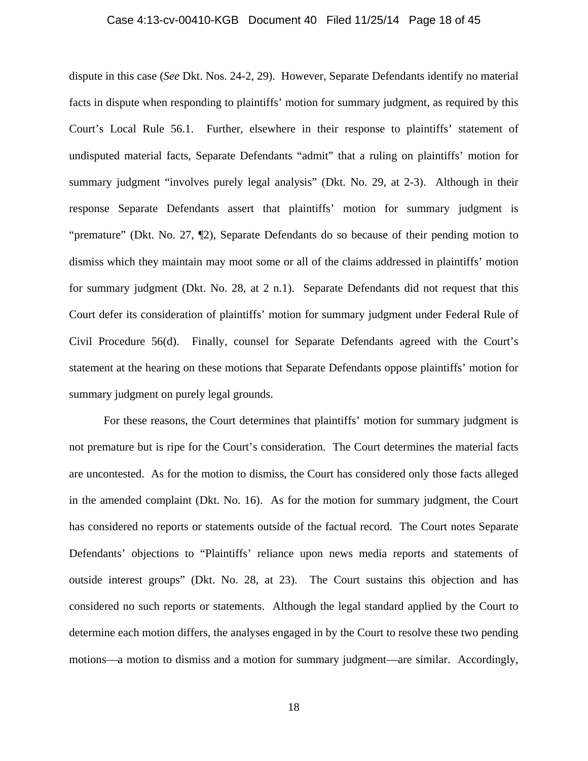dispute in this case (*See* Dkt. Nos. 24-2, 29). However, Separate Defendants identify no material facts in dispute when responding to plaintiffs' motion for summary judgment, as required by this Court's Local Rule 56.1. Further, elsewhere in their response to plaintiffs' statement of undisputed material facts, Separate Defendants "admit" that a ruling on plaintiffs' motion for summary judgment "involves purely legal analysis" (Dkt. No. 29, at 2-3). Although in their response Separate Defendants assert that plaintiffs' motion for summary judgment is "premature" (Dkt. No. 27, ¶2), Separate Defendants do so because of their pending motion to dismiss which they maintain may moot some or all of the claims addressed in plaintiffs' motion for summary judgment (Dkt. No. 28, at 2 n.1). Separate Defendants did not request that this Court defer its consideration of plaintiffs' motion for summary judgment under Federal Rule of Civil Procedure 56(d). Finally, counsel for Separate Defendants agreed with the Court's statement at the hearing on these motions that Separate Defendants oppose plaintiffs' motion for summary judgment on purely legal grounds.

For these reasons, the Court determines that plaintiffs' motion for summary judgment is not premature but is ripe for the Court's consideration. The Court determines the material facts are uncontested. As for the motion to dismiss, the Court has considered only those facts alleged in the amended complaint (Dkt. No. 16). As for the motion for summary judgment, the Court has considered no reports or statements outside of the factual record. The Court notes Separate Defendants' objections to "Plaintiffs' reliance upon news media reports and statements of outside interest groups" (Dkt. No. 28, at 23). The Court sustains this objection and has considered no such reports or statements. Although the legal standard applied by the Court to determine each motion differs, the analyses engaged in by the Court to resolve these two pending motions—a motion to dismiss and a motion for summary judgment—are similar. Accordingly,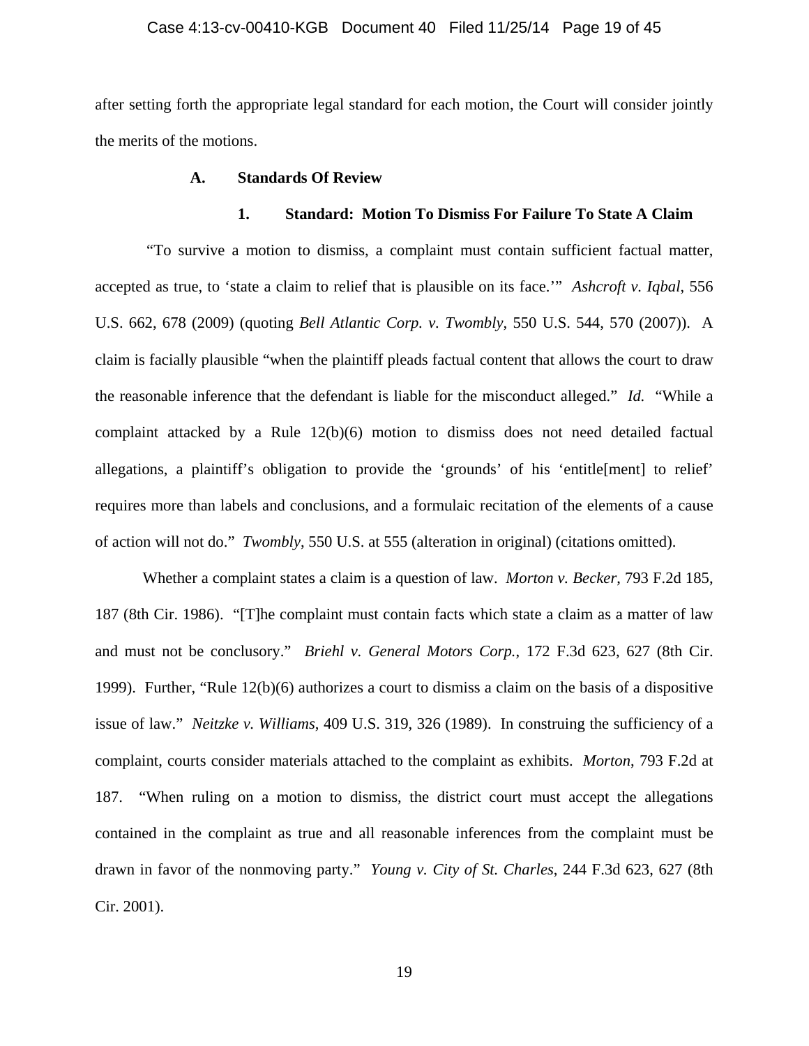after setting forth the appropriate legal standard for each motion, the Court will consider jointly the merits of the motions.

### A. Standards Of Review

#### 1. Standard: Motion To Dismiss For Failure To State A Claim

"To survive a motion to dismiss, a complaint must contain sufficient factual matter, accepted as true, to 'state a claim to relief that is plausible on its face.'" *Ashcroft v. Iqbal*, 556 U.S. 662, 678 (2009) (quoting *Bell Atlantic Corp. v. Twombly*, 550 U.S. 544, 570 (2007)). A claim is facially plausible "when the plaintiff pleads factual content that allows the court to draw the reasonable inference that the defendant is liable for the misconduct alleged." *Id.* "While a complaint attacked by a Rule 12(b)(6) motion to dismiss does not need detailed factual allegations, a plaintiff's obligation to provide the 'grounds' of his 'entitle[ment] to relief' requires more than labels and conclusions, and a formulaic recitation of the elements of a cause of action will not do." *Twombly*, 550 U.S. at 555 (alteration in original) (citations omitted).

Whether a complaint states a claim is a question of law. *Morton v. Becker*, 793 F.2d 185, 187 (8th Cir. 1986). "[T]he complaint must contain facts which state a claim as a matter of law and must not be conclusory." *Briehl v. General Motors Corp.*, 172 F.3d 623, 627 (8th Cir. 1999). Further, "Rule 12(b)(6) authorizes a court to dismiss a claim on the basis of a dispositive issue of law." *Neitzke v. Williams*, 409 U.S. 319, 326 (1989). In construing the sufficiency of a complaint, courts consider materials attached to the complaint as exhibits. *Morton*, 793 F.2d at 187. "When ruling on a motion to dismiss, the district court must accept the allegations contained in the complaint as true and all reasonable inferences from the complaint must be drawn in favor of the nonmoving party." *Young v. City of St. Charles*, 244 F.3d 623, 627 (8th Cir. 2001).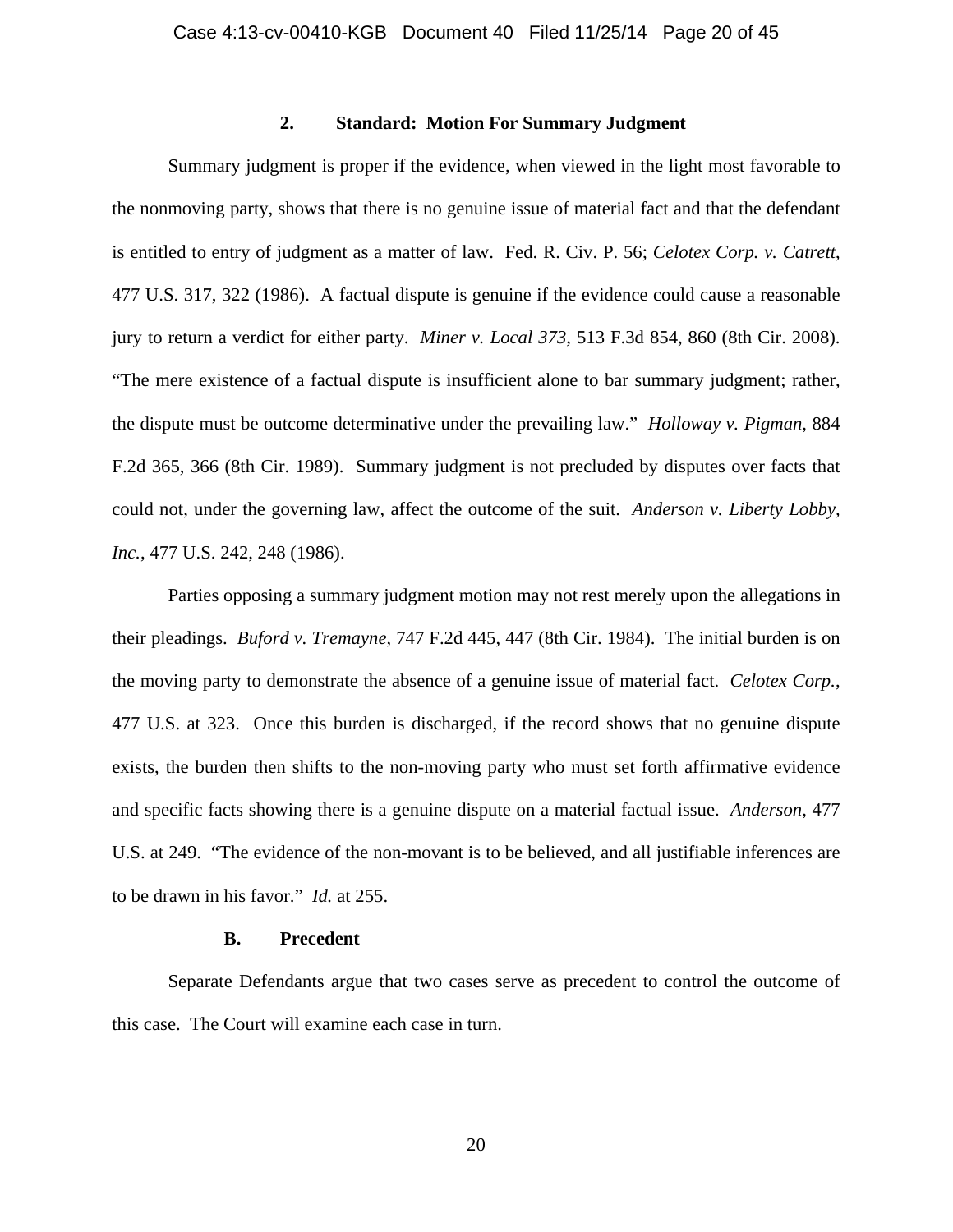### 2. Standard: Motion For Summary Judgment

Summary judgment is proper if the evidence, when viewed in the light most favorable to the nonmoving party, shows that there is no genuine issue of material fact and that the defendant is entitled to entry of judgment as a matter of law. Fed. R. Civ. P. 56; *Celotex Corp. v. Catrett*, 477 U.S. 317, 322 (1986). A factual dispute is genuine if the evidence could cause a reasonable jury to return a verdict for either party. *Miner v. Local 373*, 513 F.3d 854, 860 (8th Cir. 2008). "The mere existence of a factual dispute is insufficient alone to bar summary judgment; rather, the dispute must be outcome determinative under the prevailing law." *Holloway v. Pigman*, 884 F.2d 365, 366 (8th Cir. 1989). Summary judgment is not precluded by disputes over facts that could not, under the governing law, affect the outcome of the suit. *Anderson v. Liberty Lobby, Inc.*, 477 U.S. 242, 248 (1986).

Parties opposing a summary judgment motion may not rest merely upon the allegations in their pleadings. *Buford v. Tremayne*, 747 F.2d 445, 447 (8th Cir. 1984). The initial burden is on the moving party to demonstrate the absence of a genuine issue of material fact. *Celotex Corp.*, 477 U.S. at 323. Once this burden is discharged, if the record shows that no genuine dispute exists, the burden then shifts to the non-moving party who must set forth affirmative evidence and specific facts showing there is a genuine dispute on a material factual issue. *Anderson*, 477 U.S. at 249. "The evidence of the non-movant is to be believed, and all justifiable inferences are to be drawn in his favor." *Id.* at 255.

## B. Precedent

Separate Defendants argue that two cases serve as precedent to control the outcome of this case. The Court will examine each case in turn.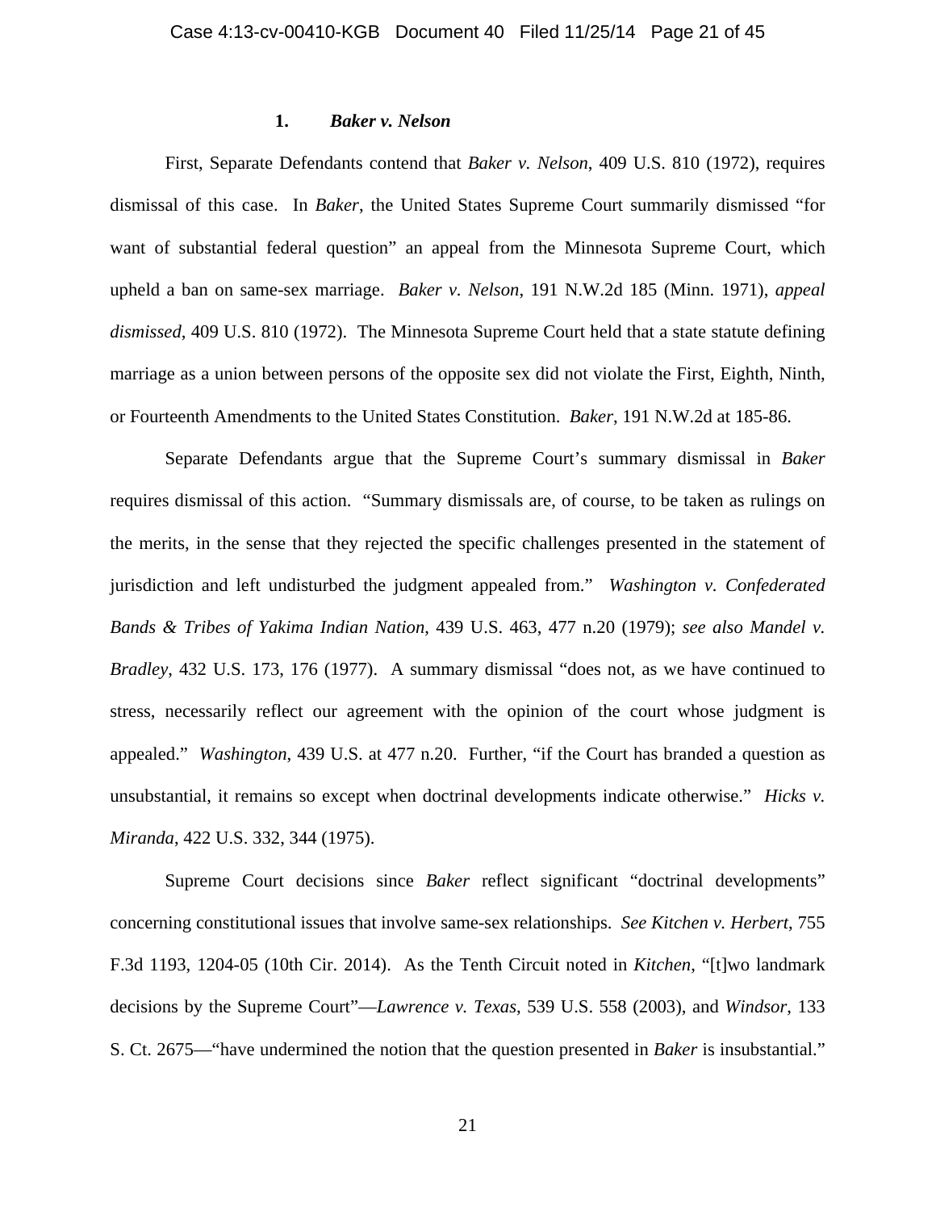### 1. *Baker v. Nelson*

First, Separate Defendants contend that *Baker v. Nelson*, 409 U.S. 810 (1972), requires dismissal of this case. In *Baker*, the United States Supreme Court summarily dismissed "for want of substantial federal question" an appeal from the Minnesota Supreme Court, which upheld a ban on same-sex marriage. *Baker v. Nelson*, 191 N.W.2d 185 (Minn. 1971), *appeal dismissed*, 409 U.S. 810 (1972). The Minnesota Supreme Court held that a state statute defining marriage as a union between persons of the opposite sex did not violate the First, Eighth, Ninth, or Fourteenth Amendments to the United States Constitution. *Baker*, 191 N.W.2d at 185-86.

Separate Defendants argue that the Supreme Court's summary dismissal in *Baker* requires dismissal of this action. "Summary dismissals are, of course, to be taken as rulings on the merits, in the sense that they rejected the specific challenges presented in the statement of jurisdiction and left undisturbed the judgment appealed from." *Washington v. Confederated Bands & Tribes of Yakima Indian Nation*, 439 U.S. 463, 477 n.20 (1979); *see also Mandel v. Bradley*, 432 U.S. 173, 176 (1977). A summary dismissal "does not, as we have continued to stress, necessarily reflect our agreement with the opinion of the court whose judgment is appealed." *Washington*, 439 U.S. at 477 n.20. Further, "if the Court has branded a question as unsubstantial, it remains so except when doctrinal developments indicate otherwise." *Hicks v. Miranda*, 422 U.S. 332, 344 (1975).

Supreme Court decisions since *Baker* reflect significant "doctrinal developments" concerning constitutional issues that involve same-sex relationships. *See Kitchen v. Herbert*, 755 F.3d 1193, 1204-05 (10th Cir. 2014). As the Tenth Circuit noted in *Kitchen*, "[t]wo landmark decisions by the Supreme Court"—*Lawrence v. Texas*, 539 U.S. 558 (2003), and *Windsor*, 133 S. Ct. 2675—"have undermined the notion that the question presented in *Baker* is insubstantial."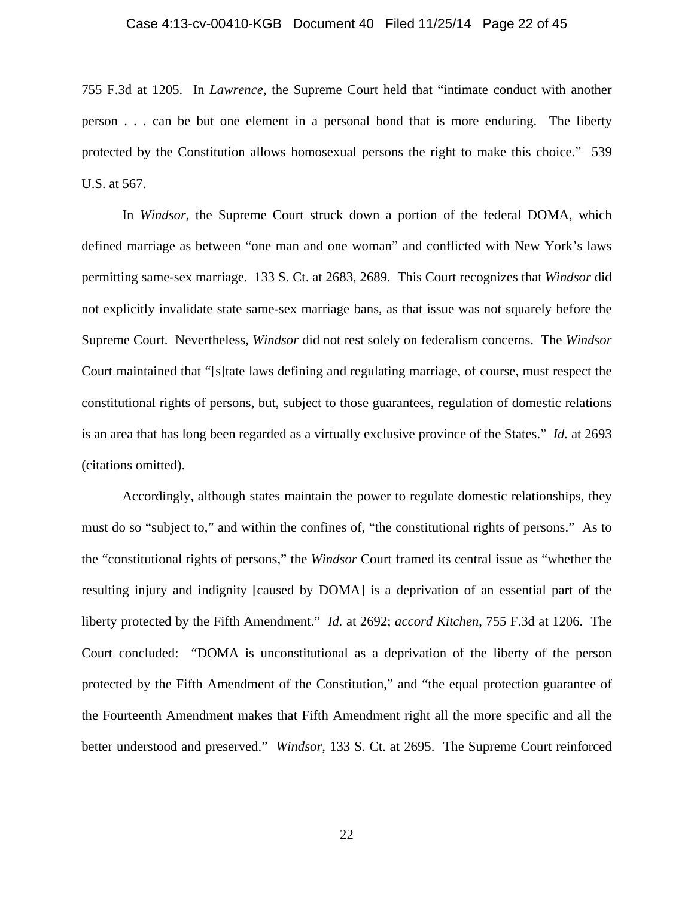755 F.3d at 1205. In *Lawrence*, the Supreme Court held that "intimate conduct with another person . . . can be but one element in a personal bond that is more enduring. The liberty protected by the Constitution allows homosexual persons the right to make this choice." 539 U.S. at 567.

In *Windsor*, the Supreme Court struck down a portion of the federal DOMA, which defined marriage as between "one man and one woman" and conflicted with New York's laws permitting same-sex marriage. 133 S. Ct. at 2683, 2689. This Court recognizes that *Windsor* did not explicitly invalidate state same-sex marriage bans, as that issue was not squarely before the Supreme Court. Nevertheless, *Windsor* did not rest solely on federalism concerns. The *Windsor* Court maintained that "[s]tate laws defining and regulating marriage, of course, must respect the constitutional rights of persons, but, subject to those guarantees, regulation of domestic relations is an area that has long been regarded as a virtually exclusive province of the States." *Id.* at 2693 (citations omitted).

Accordingly, although states maintain the power to regulate domestic relationships, they must do so "subject to," and within the confines of, "the constitutional rights of persons." As to the "constitutional rights of persons," the *Windsor* Court framed its central issue as "whether the resulting injury and indignity [caused by DOMA] is a deprivation of an essential part of the liberty protected by the Fifth Amendment." *Id.* at 2692; *accord Kitchen*, 755 F.3d at 1206. The Court concluded: "DOMA is unconstitutional as a deprivation of the liberty of the person protected by the Fifth Amendment of the Constitution," and "the equal protection guarantee of the Fourteenth Amendment makes that Fifth Amendment right all the more specific and all the better understood and preserved." *Windsor*, 133 S. Ct. at 2695. The Supreme Court reinforced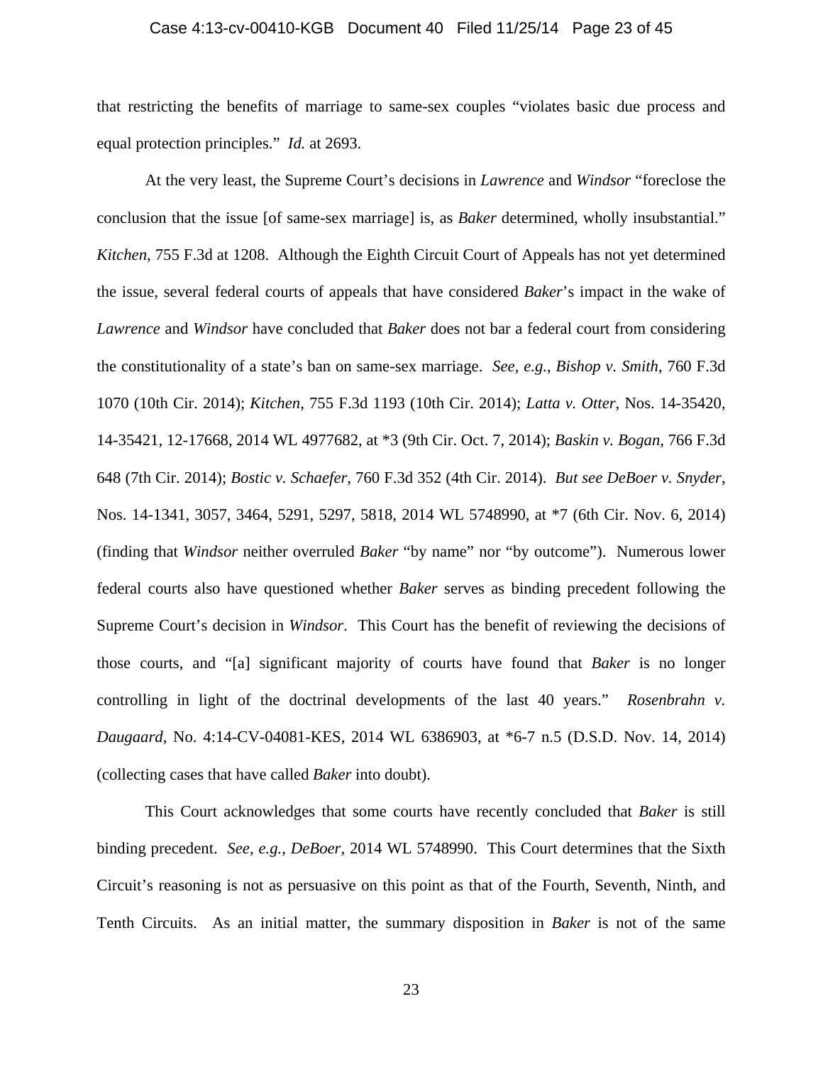that restricting the benefits of marriage to same-sex couples "violates basic due process and equal protection principles." *Id.* at 2693.

At the very least, the Supreme Court's decisions in *Lawrence* and *Windsor* "foreclose the conclusion that the issue [of same-sex marriage] is, as *Baker* determined, wholly insubstantial." *Kitchen*, 755 F.3d at 1208. Although the Eighth Circuit Court of Appeals has not yet determined the issue, several federal courts of appeals that have considered *Baker*'s impact in the wake of *Lawrence* and *Windsor* have concluded that *Baker* does not bar a federal court from considering the constitutionality of a state's ban on same-sex marriage. *See, e.g.*, *Bishop v. Smith*, 760 F.3d 1070 (10th Cir. 2014); *Kitchen*, 755 F.3d 1193 (10th Cir. 2014); *Latta v. Otter*, Nos. 14-35420, 14-35421, 12-17668, 2014 WL 4977682, at *3 (9th Cir. Oct. 7, 2014); *Baskin v. Bogan*, 766 F.3d 648 (7th Cir. 2014); *Bostic v. Schaefer*, 760 F.3d 352 (4th Cir. 2014). *But see DeBoer v. Snyder*, Nos. 14-1341, 3057, 3464, 5291, 5297, 5818, 2014 WL 5748990, at *7 (6th Cir. Nov. 6, 2014) (finding that *Windsor* neither overruled *Baker* "by name" nor "by outcome"). Numerous lower federal courts also have questioned whether *Baker* serves as binding precedent following the Supreme Court's decision in *Windsor*. This Court has the benefit of reviewing the decisions of those courts, and "[a] significant majority of courts have found that *Baker* is no longer controlling in light of the doctrinal developments of the last 40 years." *Rosenbrahn v. Daugaard*, No. 4:14-CV-04081-KES, 2014 WL 6386903, at *6-7 n.5 (D.S.D. Nov. 14, 2014) (collecting cases that have called *Baker* into doubt).

This Court acknowledges that some courts have recently concluded that *Baker* is still binding precedent. *See, e.g.*, *DeBoer*, 2014 WL 5748990. This Court determines that the Sixth Circuit's reasoning is not as persuasive on this point as that of the Fourth, Seventh, Ninth, and Tenth Circuits. As an initial matter, the summary disposition in *Baker* is not of the same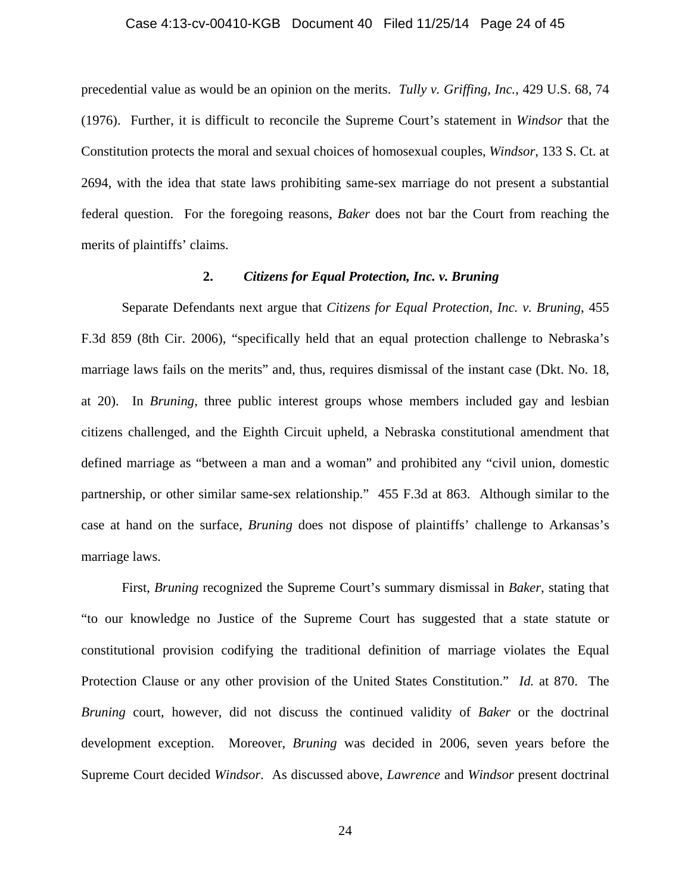precedential value as would be an opinion on the merits. *Tully v. Griffing, Inc.*, 429 U.S. 68, 74 (1976). Further, it is difficult to reconcile the Supreme Court's statement in *Windsor* that the Constitution protects the moral and sexual choices of homosexual couples, *Windsor*, 133 S. Ct. at 2694, with the idea that state laws prohibiting same-sex marriage do not present a substantial federal question. For the foregoing reasons, *Baker* does not bar the Court from reaching the merits of plaintiffs' claims.

### 2. *Citizens for Equal Protection, Inc. v. Bruning*

Separate Defendants next argue that *Citizens for Equal Protection, Inc. v. Bruning*, 455 F.3d 859 (8th Cir. 2006), "specifically held that an equal protection challenge to Nebraska's marriage laws fails on the merits" and, thus, requires dismissal of the instant case (Dkt. No. 18, at 20). In *Bruning*, three public interest groups whose members included gay and lesbian citizens challenged, and the Eighth Circuit upheld, a Nebraska constitutional amendment that defined marriage as "between a man and a woman" and prohibited any "civil union, domestic partnership, or other similar same-sex relationship." 455 F.3d at 863. Although similar to the case at hand on the surface, *Bruning* does not dispose of plaintiffs' challenge to Arkansas's marriage laws.

First, *Bruning* recognized the Supreme Court's summary dismissal in *Baker*, stating that "to our knowledge no Justice of the Supreme Court has suggested that a state statute or constitutional provision codifying the traditional definition of marriage violates the Equal Protection Clause or any other provision of the United States Constitution." *Id.* at 870. The *Bruning* court, however, did not discuss the continued validity of *Baker* or the doctrinal development exception. Moreover, *Bruning* was decided in 2006, seven years before the Supreme Court decided *Windsor*. As discussed above, *Lawrence* and *Windsor* present doctrinal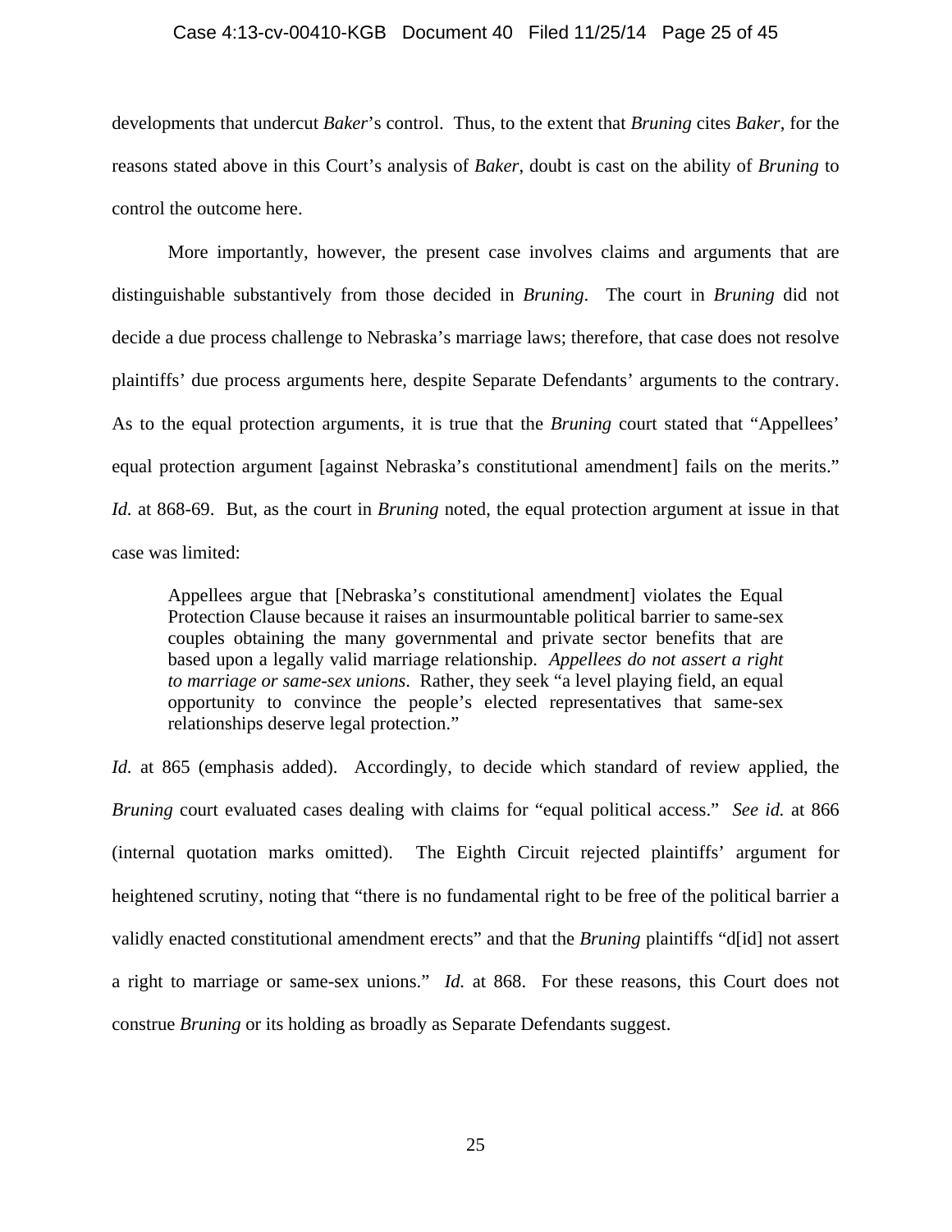developments that undercut *Baker*'s control. Thus, to the extent that *Bruning* cites *Baker*, for the reasons stated above in this Court's analysis of *Baker*, doubt is cast on the ability of *Bruning* to control the outcome here.

More importantly, however, the present case involves claims and arguments that are distinguishable substantively from those decided in *Bruning*. The court in *Bruning* did not decide a due process challenge to Nebraska's marriage laws; therefore, that case does not resolve plaintiffs' due process arguments here, despite Separate Defendants' arguments to the contrary. As to the equal protection arguments, it is true that the *Bruning* court stated that "Appellees' equal protection argument [against Nebraska's constitutional amendment] fails on the merits." *Id.* at 868-69. But, as the court in *Bruning* noted, the equal protection argument at issue in that case was limited:

> Appellees argue that [Nebraska's constitutional amendment] violates the Equal Protection Clause because it raises an insurmountable political barrier to same-sex couples obtaining the many governmental and private sector benefits that are based upon a legally valid marriage relationship. *Appellees do not assert a right to marriage or same-sex unions*. Rather, they seek "a level playing field, an equal opportunity to convince the people's elected representatives that same-sex relationships deserve legal protection."

*Id.* at 865 (emphasis added). Accordingly, to decide which standard of review applied, the *Bruning* court evaluated cases dealing with claims for "equal political access." *See id.* at 866 (internal quotation marks omitted). The Eighth Circuit rejected plaintiffs' argument for heightened scrutiny, noting that "there is no fundamental right to be free of the political barrier a validly enacted constitutional amendment erects" and that the *Bruning* plaintiffs "d[id] not assert a right to marriage or same-sex unions." *Id.* at 868. For these reasons, this Court does not construe *Bruning* or its holding as broadly as Separate Defendants suggest.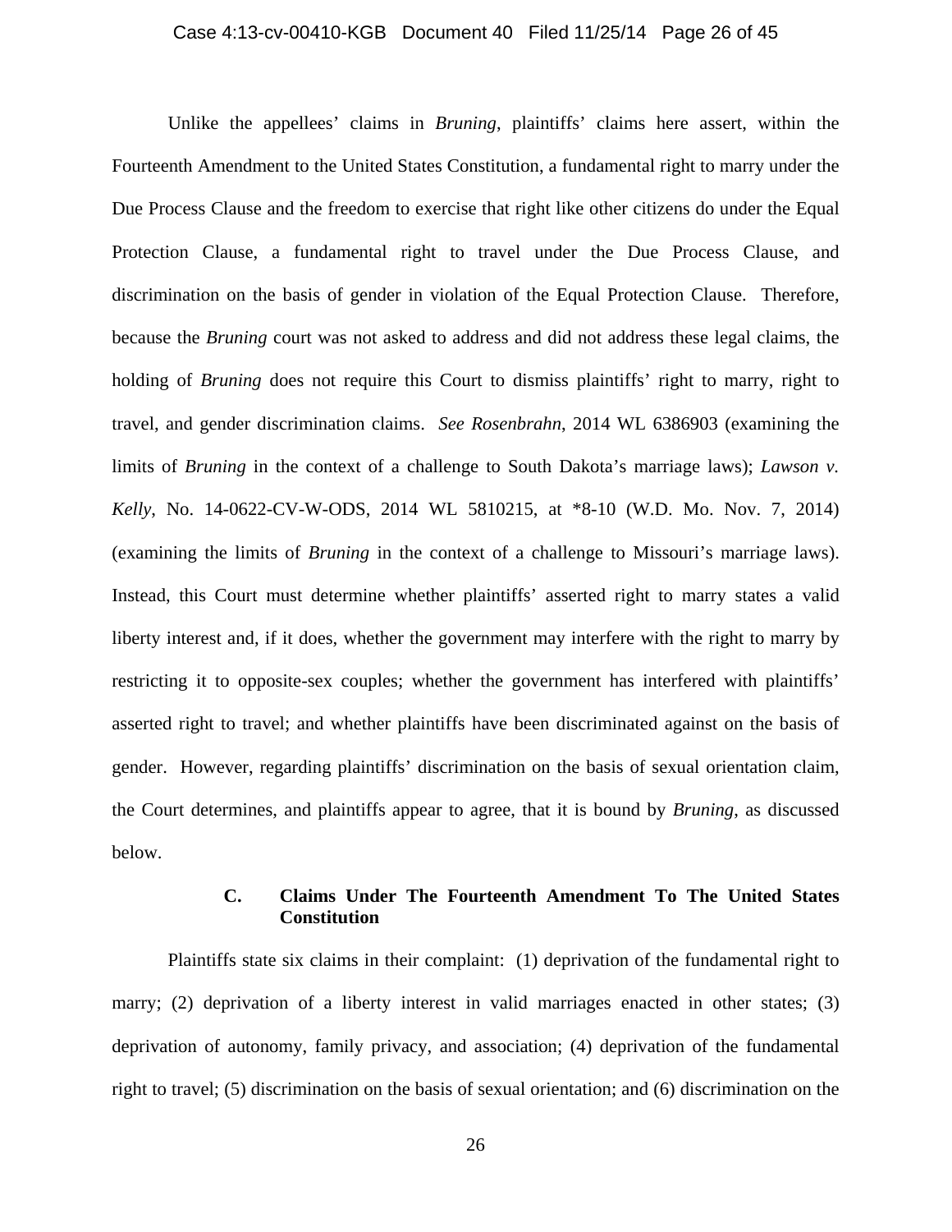Unlike the appellees' claims in *Bruning*, plaintiffs' claims here assert, within the Fourteenth Amendment to the United States Constitution, a fundamental right to marry under the Due Process Clause and the freedom to exercise that right like other citizens do under the Equal Protection Clause, a fundamental right to travel under the Due Process Clause, and discrimination on the basis of gender in violation of the Equal Protection Clause. Therefore, because the *Bruning* court was not asked to address and did not address these legal claims, the holding of *Bruning* does not require this Court to dismiss plaintiffs' right to marry, right to travel, and gender discrimination claims. *See Rosenbrahn*, 2014 WL 6386903 (examining the limits of *Bruning* in the context of a challenge to South Dakota's marriage laws); *Lawson v. Kelly*, No. 14-0622-CV-W-ODS, 2014 WL 5810215, at *8-10 (W.D. Mo. Nov. 7, 2014) (examining the limits of *Bruning* in the context of a challenge to Missouri's marriage laws). Instead, this Court must determine whether plaintiffs' asserted right to marry states a valid liberty interest and, if it does, whether the government may interfere with the right to marry by restricting it to opposite-sex couples; whether the government has interfered with plaintiffs' asserted right to travel; and whether plaintiffs have been discriminated against on the basis of gender. However, regarding plaintiffs' discrimination on the basis of sexual orientation claim, the Court determines, and plaintiffs appear to agree, that it is bound by *Bruning*, as discussed below.

### C. Claims Under The Fourteenth Amendment To The United States Constitution

Plaintiffs state six claims in their complaint: (1) deprivation of the fundamental right to marry; (2) deprivation of a liberty interest in valid marriages enacted in other states; (3) deprivation of autonomy, family privacy, and association; (4) deprivation of the fundamental right to travel; (5) discrimination on the basis of sexual orientation; and (6) discrimination on the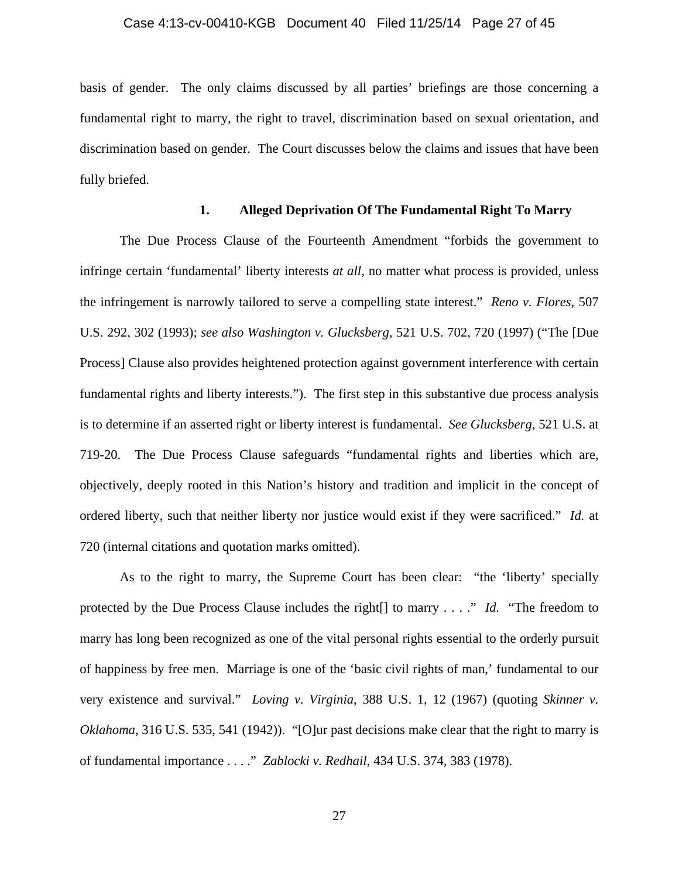basis of gender. The only claims discussed by all parties' briefings are those concerning a fundamental right to marry, the right to travel, discrimination based on sexual orientation, and discrimination based on gender. The Court discusses below the claims and issues that have been fully briefed.

### 1. Alleged Deprivation Of The Fundamental Right To Marry

The Due Process Clause of the Fourteenth Amendment "forbids the government to infringe certain 'fundamental' liberty interests *at all*, no matter what process is provided, unless the infringement is narrowly tailored to serve a compelling state interest." *Reno v. Flores*, 507 U.S. 292, 302 (1993); *see also Washington v. Glucksberg*, 521 U.S. 702, 720 (1997) ("The [Due Process] Clause also provides heightened protection against government interference with certain fundamental rights and liberty interests."). The first step in this substantive due process analysis is to determine if an asserted right or liberty interest is fundamental. *See Glucksberg*, 521 U.S. at 719-20. The Due Process Clause safeguards "fundamental rights and liberties which are, objectively, deeply rooted in this Nation's history and tradition and implicit in the concept of ordered liberty, such that neither liberty nor justice would exist if they were sacrificed." *Id.* at 720 (internal citations and quotation marks omitted).

As to the right to marry, the Supreme Court has been clear: "the 'liberty' specially protected by the Due Process Clause includes the right[] to marry . . . ." *Id.* "The freedom to marry has long been recognized as one of the vital personal rights essential to the orderly pursuit of happiness by free men. Marriage is one of the 'basic civil rights of man,' fundamental to our very existence and survival." *Loving v. Virginia*, 388 U.S. 1, 12 (1967) (quoting *Skinner v. Oklahoma*, 316 U.S. 535, 541 (1942)). "[O]ur past decisions make clear that the right to marry is of fundamental importance . . . ." *Zablocki v. Redhail*, 434 U.S. 374, 383 (1978).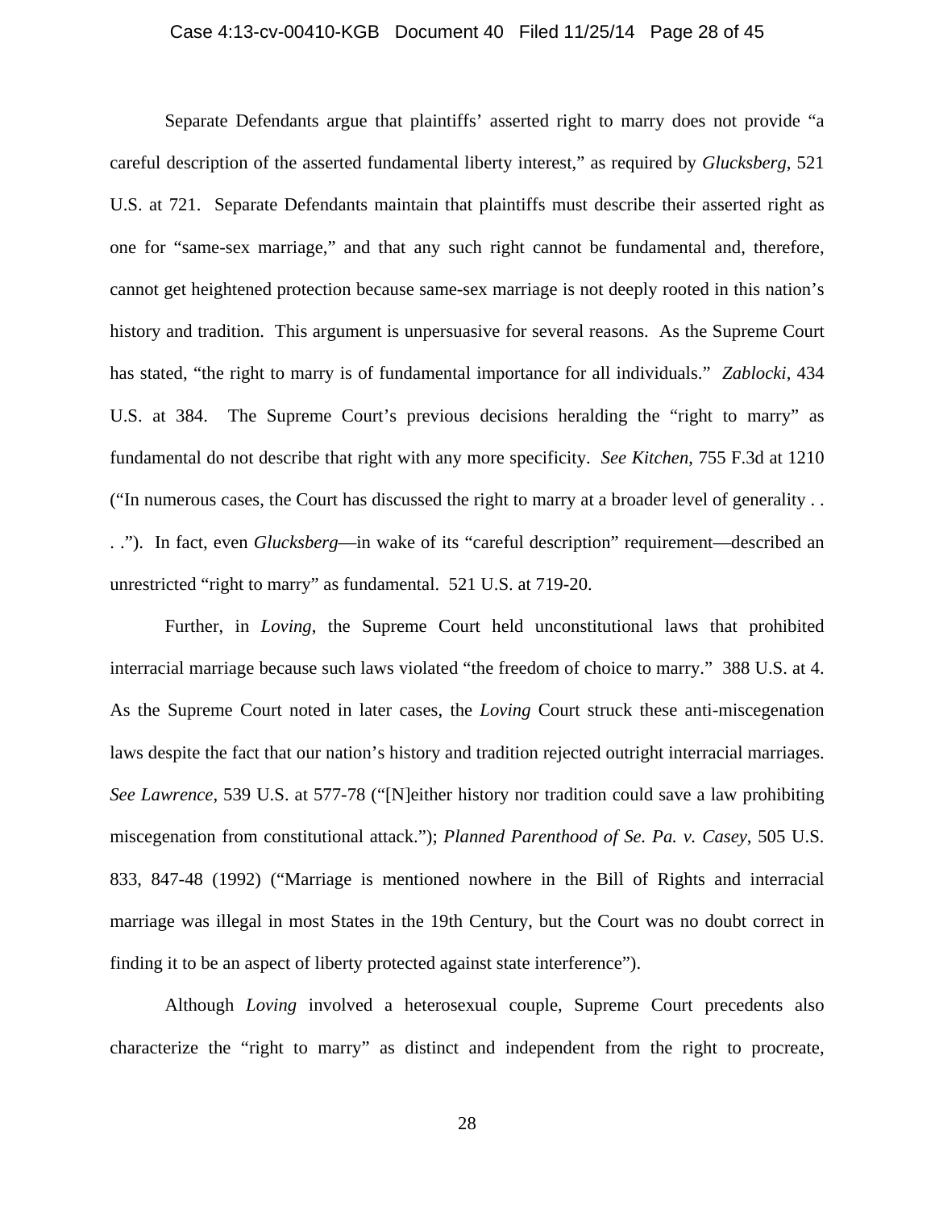Separate Defendants argue that plaintiffs' asserted right to marry does not provide "a careful description of the asserted fundamental liberty interest," as required by *Glucksberg*, 521 U.S. at 721. Separate Defendants maintain that plaintiffs must describe their asserted right as one for "same-sex marriage," and that any such right cannot be fundamental and, therefore, cannot get heightened protection because same-sex marriage is not deeply rooted in this nation's history and tradition. This argument is unpersuasive for several reasons. As the Supreme Court has stated, "the right to marry is of fundamental importance for all individuals." *Zablocki*, 434 U.S. at 384. The Supreme Court's previous decisions heralding the "right to marry" as fundamental do not describe that right with any more specificity. *See Kitchen*, 755 F.3d at 1210 ("In numerous cases, the Court has discussed the right to marry at a broader level of generality . . . ."). In fact, even *Glucksberg*—in wake of its "careful description" requirement—described an unrestricted "right to marry" as fundamental. 521 U.S. at 719-20.

Further, in *Loving*, the Supreme Court held unconstitutional laws that prohibited interracial marriage because such laws violated "the freedom of choice to marry." 388 U.S. at 4. As the Supreme Court noted in later cases, the *Loving* Court struck these anti-miscegenation laws despite the fact that our nation's history and tradition rejected outright interracial marriages. *See Lawrence*, 539 U.S. at 577-78 ("[N]either history nor tradition could save a law prohibiting miscegenation from constitutional attack."); *Planned Parenthood of Se. Pa. v. Casey*, 505 U.S. 833, 847-48 (1992) ("Marriage is mentioned nowhere in the Bill of Rights and interracial marriage was illegal in most States in the 19th Century, but the Court was no doubt correct in finding it to be an aspect of liberty protected against state interference").

Although *Loving* involved a heterosexual couple, Supreme Court precedents also characterize the "right to marry" as distinct and independent from the right to procreate,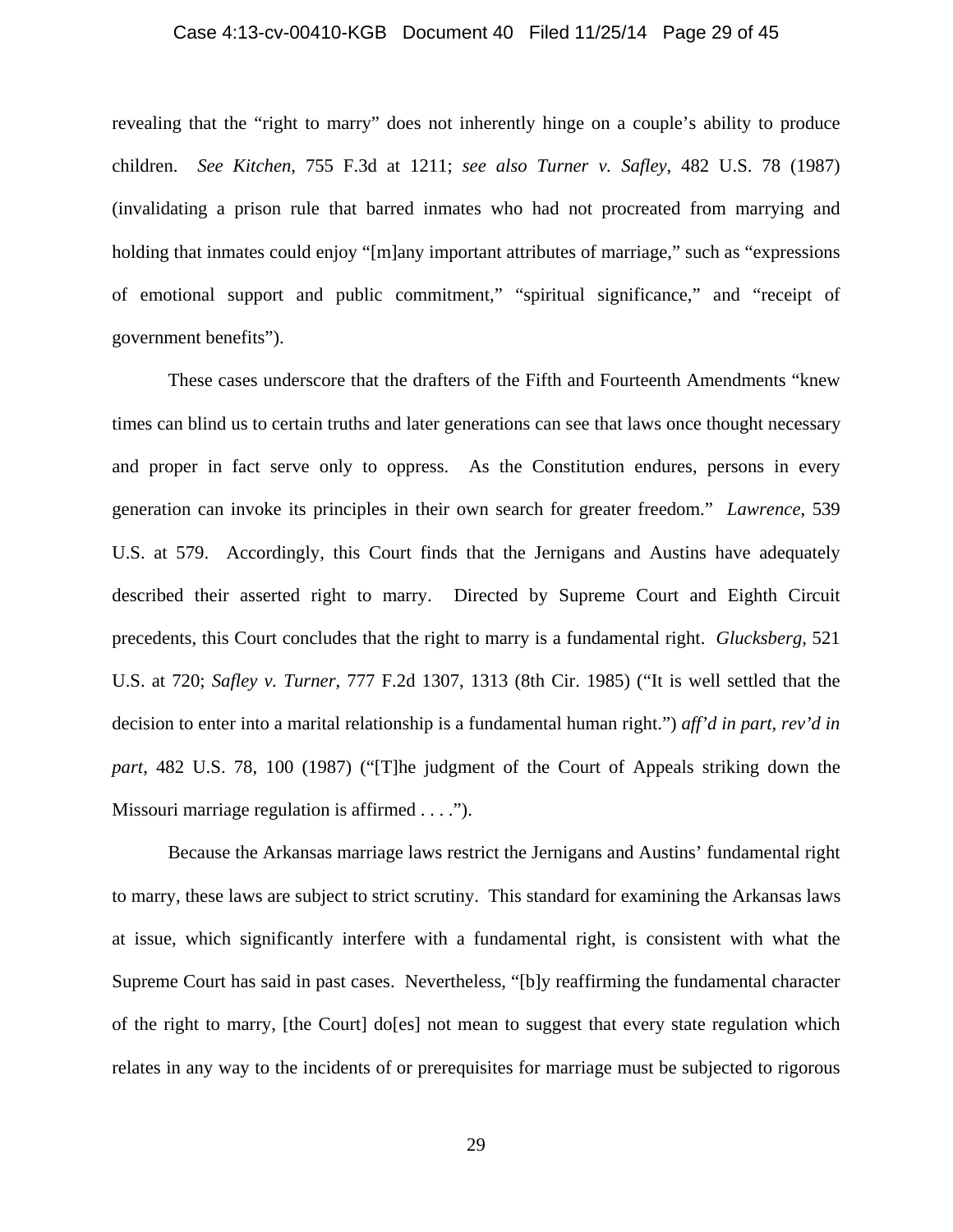revealing that the "right to marry" does not inherently hinge on a couple's ability to produce children. *See Kitchen*, 755 F.3d at 1211; *see also Turner v. Safley*, 482 U.S. 78 (1987) (invalidating a prison rule that barred inmates who had not procreated from marrying and holding that inmates could enjoy "[m]any important attributes of marriage," such as "expressions of emotional support and public commitment," "spiritual significance," and "receipt of government benefits").

These cases underscore that the drafters of the Fifth and Fourteenth Amendments "knew times can blind us to certain truths and later generations can see that laws once thought necessary and proper in fact serve only to oppress. As the Constitution endures, persons in every generation can invoke its principles in their own search for greater freedom." *Lawrence*, 539 U.S. at 579. Accordingly, this Court finds that the Jernigans and Austins have adequately described their asserted right to marry. Directed by Supreme Court and Eighth Circuit precedents, this Court concludes that the right to marry is a fundamental right. *Glucksberg*, 521 U.S. at 720; *Safley v. Turner*, 777 F.2d 1307, 1313 (8th Cir. 1985) ("It is well settled that the decision to enter into a marital relationship is a fundamental human right.") *aff'd in part, rev'd in part*, 482 U.S. 78, 100 (1987) ("[T]he judgment of the Court of Appeals striking down the Missouri marriage regulation is affirmed . . . .").

Because the Arkansas marriage laws restrict the Jernigans and Austins' fundamental right to marry, these laws are subject to strict scrutiny. This standard for examining the Arkansas laws at issue, which significantly interfere with a fundamental right, is consistent with what the Supreme Court has said in past cases. Nevertheless, "[b]y reaffirming the fundamental character of the right to marry, [the Court] do[es] not mean to suggest that every state regulation which relates in any way to the incidents of or prerequisites for marriage must be subjected to rigorous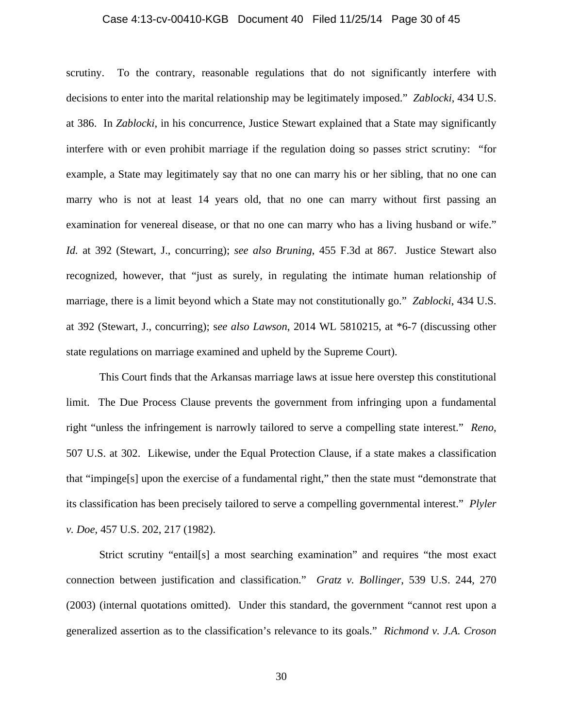scrutiny. To the contrary, reasonable regulations that do not significantly interfere with decisions to enter into the marital relationship may be legitimately imposed." *Zablocki*, 434 U.S. at 386. In *Zablocki*, in his concurrence, Justice Stewart explained that a State may significantly interfere with or even prohibit marriage if the regulation doing so passes strict scrutiny: "for example, a State may legitimately say that no one can marry his or her sibling, that no one can marry who is not at least 14 years old, that no one can marry without first passing an examination for venereal disease, or that no one can marry who has a living husband or wife." *Id.* at 392 (Stewart, J., concurring); *see also Bruning*, 455 F.3d at 867. Justice Stewart also recognized, however, that "just as surely, in regulating the intimate human relationship of marriage, there is a limit beyond which a State may not constitutionally go." *Zablocki*, 434 U.S. at 392 (Stewart, J., concurring); s*ee also Lawson*, 2014 WL 5810215, at *6-7 (discussing other state regulations on marriage examined and upheld by the Supreme Court).

This Court finds that the Arkansas marriage laws at issue here overstep this constitutional limit. The Due Process Clause prevents the government from infringing upon a fundamental right "unless the infringement is narrowly tailored to serve a compelling state interest." *Reno*, 507 U.S. at 302. Likewise, under the Equal Protection Clause, if a state makes a classification that "impinge[s] upon the exercise of a fundamental right," then the state must "demonstrate that its classification has been precisely tailored to serve a compelling governmental interest." *Plyler v. Doe*, 457 U.S. 202, 217 (1982).

Strict scrutiny "entail[s] a most searching examination" and requires "the most exact connection between justification and classification." *Gratz v. Bollinger*, 539 U.S. 244, 270 (2003) (internal quotations omitted). Under this standard, the government "cannot rest upon a generalized assertion as to the classification's relevance to its goals." *Richmond v. J.A. Croson*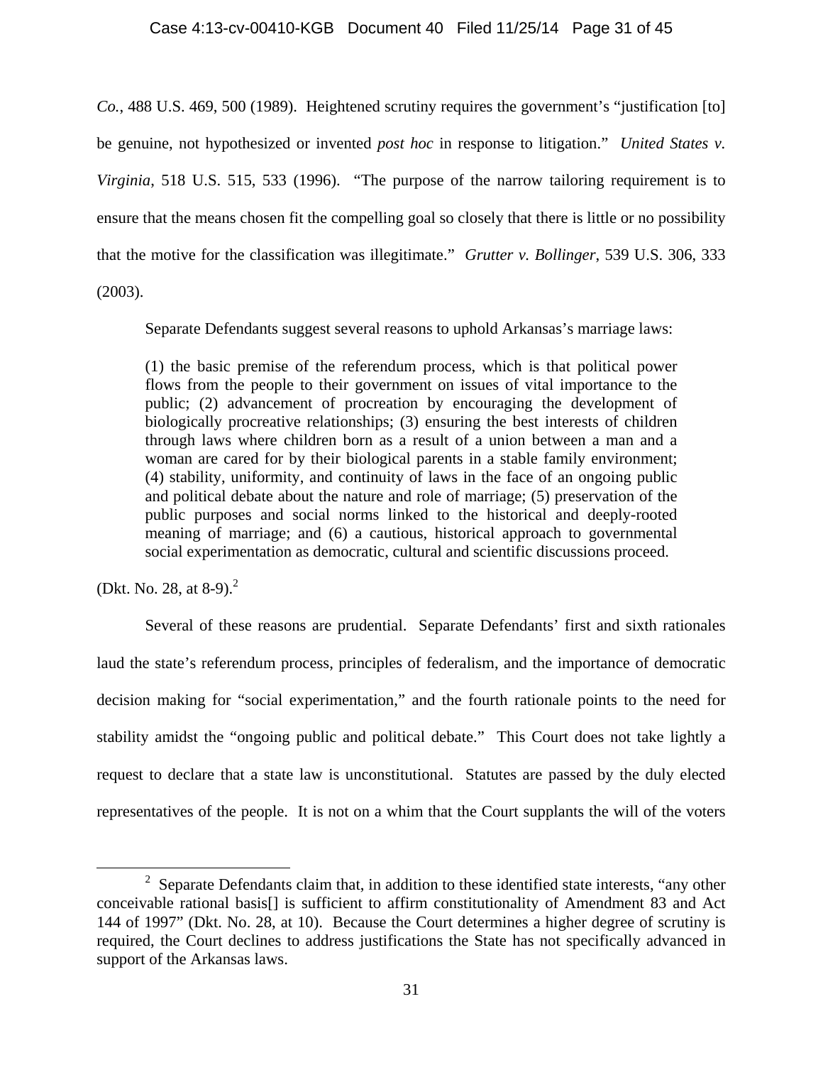*Co.*, 488 U.S. 469, 500 (1989). Heightened scrutiny requires the government's "justification [to] be genuine, not hypothesized or invented *post hoc* in response to litigation." *United States v. Virginia*, 518 U.S. 515, 533 (1996). "The purpose of the narrow tailoring requirement is to ensure that the means chosen fit the compelling goal so closely that there is little or no possibility that the motive for the classification was illegitimate." *Grutter v. Bollinger*, 539 U.S. 306, 333 (2003).

Separate Defendants suggest several reasons to uphold Arkansas's marriage laws:

> (1) the basic premise of the referendum process, which is that political power flows from the people to their government on issues of vital importance to the public; (2) advancement of procreation by encouraging the development of biologically procreative relationships; (3) ensuring the best interests of children through laws where children born as a result of a union between a man and a woman are cared for by their biological parents in a stable family environment; (4) stability, uniformity, and continuity of laws in the face of an ongoing public and political debate about the nature and role of marriage; (5) preservation of the public purposes and social norms linked to the historical and deeply-rooted meaning of marriage; and (6) a cautious, historical approach to governmental social experimentation as democratic, cultural and scientific discussions proceed.

(Dkt. No. 28, at 8-9).[2]

Several of these reasons are prudential. Separate Defendants' first and sixth rationales laud the state's referendum process, principles of federalism, and the importance of democratic decision making for "social experimentation," and the fourth rationale points to the need for stability amidst the "ongoing public and political debate." This Court does not take lightly a request to declare that a state law is unconstitutional. Statutes are passed by the duly elected representatives of the people. It is not on a whim that the Court supplants the will of the voters

[2] Separate Defendants claim that, in addition to these identified state interests, "any other conceivable rational basis[] is sufficient to affirm constitutionality of Amendment 83 and Act 144 of 1997" (Dkt. No. 28, at 10). Because the Court determines a higher degree of scrutiny is required, the Court declines to address justifications the State has not specifically advanced in support of the Arkansas laws.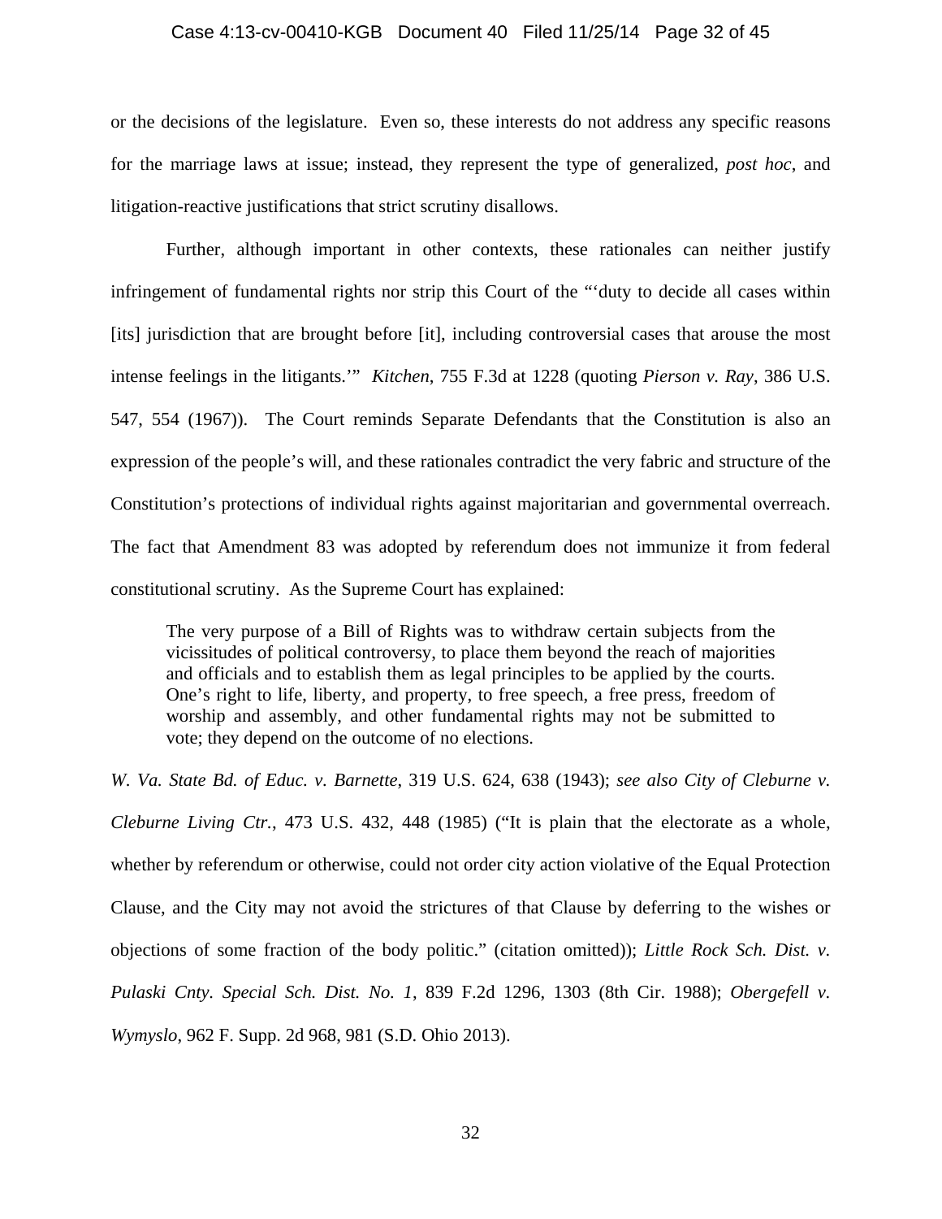or the decisions of the legislature. Even so, these interests do not address any specific reasons for the marriage laws at issue; instead, they represent the type of generalized, *post hoc*, and litigation-reactive justifications that strict scrutiny disallows.

Further, although important in other contexts, these rationales can neither justify infringement of fundamental rights nor strip this Court of the "'duty to decide all cases within [its] jurisdiction that are brought before [it], including controversial cases that arouse the most intense feelings in the litigants.'" *Kitchen*, 755 F.3d at 1228 (quoting *Pierson v. Ray*, 386 U.S. 547, 554 (1967)). The Court reminds Separate Defendants that the Constitution is also an expression of the people's will, and these rationales contradict the very fabric and structure of the Constitution's protections of individual rights against majoritarian and governmental overreach. The fact that Amendment 83 was adopted by referendum does not immunize it from federal constitutional scrutiny. As the Supreme Court has explained:

> The very purpose of a Bill of Rights was to withdraw certain subjects from the vicissitudes of political controversy, to place them beyond the reach of majorities and officials and to establish them as legal principles to be applied by the courts. One's right to life, liberty, and property, to free speech, a free press, freedom of worship and assembly, and other fundamental rights may not be submitted to vote; they depend on the outcome of no elections.

*W. Va. State Bd. of Educ. v. Barnette*, 319 U.S. 624, 638 (1943); *see also City of Cleburne v. Cleburne Living Ctr.*, 473 U.S. 432, 448 (1985) ("It is plain that the electorate as a whole, whether by referendum or otherwise, could not order city action violative of the Equal Protection Clause, and the City may not avoid the strictures of that Clause by deferring to the wishes or objections of some fraction of the body politic." (citation omitted)); *Little Rock Sch. Dist. v. Pulaski Cnty. Special Sch. Dist. No. 1*, 839 F.2d 1296, 1303 (8th Cir. 1988); *Obergefell v. Wymyslo*, 962 F. Supp. 2d 968, 981 (S.D. Ohio 2013).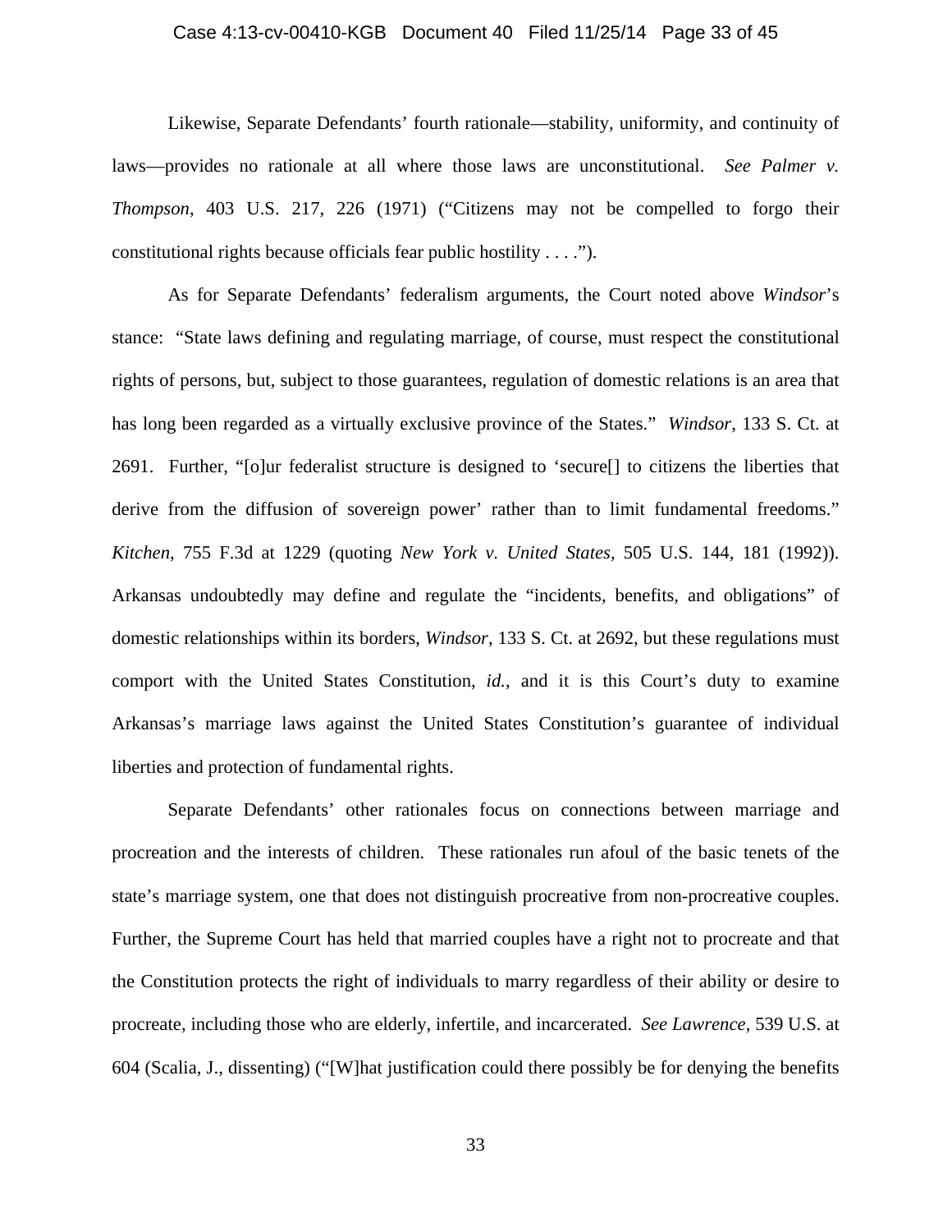Likewise, Separate Defendants' fourth rationale—stability, uniformity, and continuity of laws—provides no rationale at all where those laws are unconstitutional. *See Palmer v. Thompson*, 403 U.S. 217, 226 (1971) ("Citizens may not be compelled to forgo their constitutional rights because officials fear public hostility . . . .").

As for Separate Defendants' federalism arguments, the Court noted above *Windsor*'s stance: "State laws defining and regulating marriage, of course, must respect the constitutional rights of persons, but, subject to those guarantees, regulation of domestic relations is an area that has long been regarded as a virtually exclusive province of the States." *Windsor*, 133 S. Ct. at 2691. Further, "[o]ur federalist structure is designed to 'secure[] to citizens the liberties that derive from the diffusion of sovereign power' rather than to limit fundamental freedoms." *Kitchen*, 755 F.3d at 1229 (quoting *New York v. United States*, 505 U.S. 144, 181 (1992)). Arkansas undoubtedly may define and regulate the "incidents, benefits, and obligations" of domestic relationships within its borders, *Windsor*, 133 S. Ct. at 2692, but these regulations must comport with the United States Constitution, *id.*, and it is this Court's duty to examine Arkansas's marriage laws against the United States Constitution's guarantee of individual liberties and protection of fundamental rights.

Separate Defendants' other rationales focus on connections between marriage and procreation and the interests of children. These rationales run afoul of the basic tenets of the state's marriage system, one that does not distinguish procreative from non-procreative couples. Further, the Supreme Court has held that married couples have a right not to procreate and that the Constitution protects the right of individuals to marry regardless of their ability or desire to procreate, including those who are elderly, infertile, and incarcerated. *See Lawrence*, 539 U.S. at 604 (Scalia, J., dissenting) ("[W]hat justification could there possibly be for denying the benefits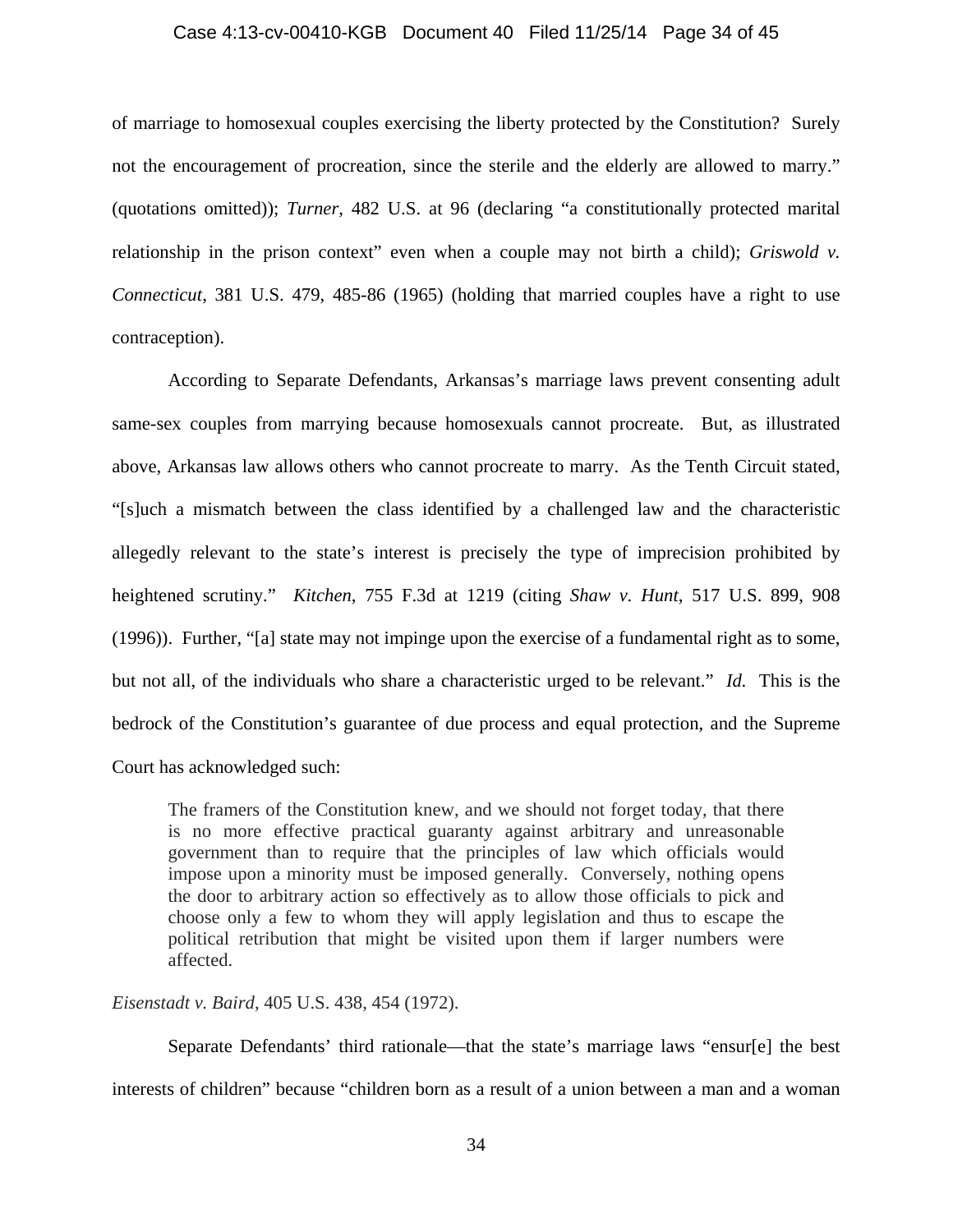of marriage to homosexual couples exercising the liberty protected by the Constitution? Surely not the encouragement of procreation, since the sterile and the elderly are allowed to marry." (quotations omitted)); *Turner*, 482 U.S. at 96 (declaring "a constitutionally protected marital relationship in the prison context" even when a couple may not birth a child); *Griswold v. Connecticut*, 381 U.S. 479, 485-86 (1965) (holding that married couples have a right to use contraception).

According to Separate Defendants, Arkansas's marriage laws prevent consenting adult same-sex couples from marrying because homosexuals cannot procreate. But, as illustrated above, Arkansas law allows others who cannot procreate to marry. As the Tenth Circuit stated, "[s]uch a mismatch between the class identified by a challenged law and the characteristic allegedly relevant to the state's interest is precisely the type of imprecision prohibited by heightened scrutiny." *Kitchen*, 755 F.3d at 1219 (citing *Shaw v. Hunt*, 517 U.S. 899, 908 (1996)). Further, "[a] state may not impinge upon the exercise of a fundamental right as to some, but not all, of the individuals who share a characteristic urged to be relevant." *Id.* This is the bedrock of the Constitution's guarantee of due process and equal protection, and the Supreme Court has acknowledged such:

> The framers of the Constitution knew, and we should not forget today, that there is no more effective practical guaranty against arbitrary and unreasonable government than to require that the principles of law which officials would impose upon a minority must be imposed generally. Conversely, nothing opens the door to arbitrary action so effectively as to allow those officials to pick and choose only a few to whom they will apply legislation and thus to escape the political retribution that might be visited upon them if larger numbers were affected.

*Eisenstadt v. Baird*, 405 U.S. 438, 454 (1972).

Separate Defendants' third rationale—that the state's marriage laws "ensur[e] the best interests of children" because "children born as a result of a union between a man and a woman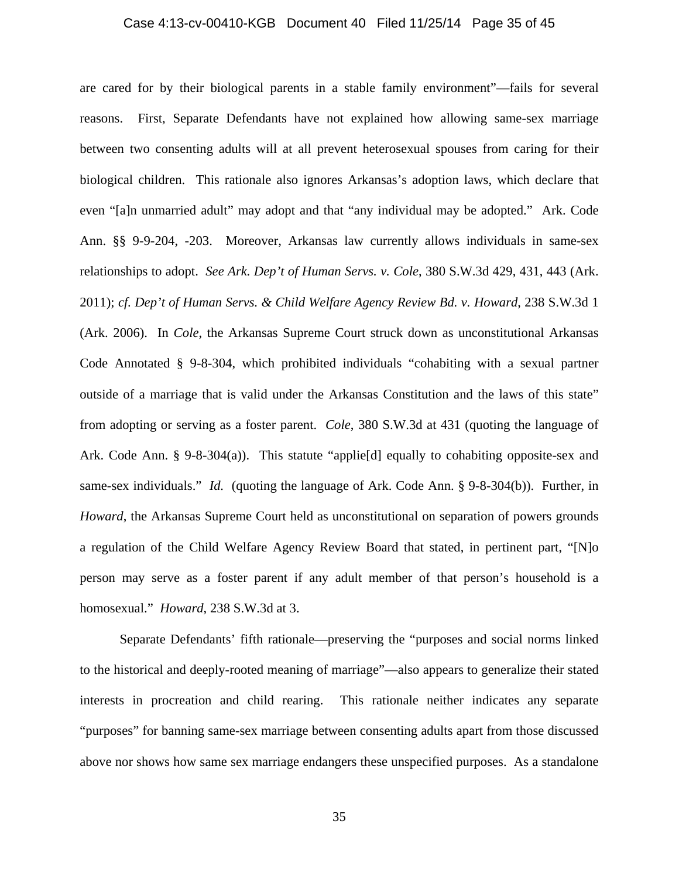are cared for by their biological parents in a stable family environment"—fails for several reasons. First, Separate Defendants have not explained how allowing same-sex marriage between two consenting adults will at all prevent heterosexual spouses from caring for their biological children. This rationale also ignores Arkansas's adoption laws, which declare that even "[a]n unmarried adult" may adopt and that "any individual may be adopted." Ark. Code Ann. §§ 9-9-204, -203. Moreover, Arkansas law currently allows individuals in same-sex relationships to adopt. *See Ark. Dep't of Human Servs. v. Cole*, 380 S.W.3d 429, 431, 443 (Ark. 2011); *cf. Dep't of Human Servs. & Child Welfare Agency Review Bd. v. Howard*, 238 S.W.3d 1 (Ark. 2006). In *Cole*, the Arkansas Supreme Court struck down as unconstitutional Arkansas Code Annotated § 9-8-304, which prohibited individuals "cohabiting with a sexual partner outside of a marriage that is valid under the Arkansas Constitution and the laws of this state" from adopting or serving as a foster parent. *Cole*, 380 S.W.3d at 431 (quoting the language of Ark. Code Ann. § 9-8-304(a)). This statute "applie[d] equally to cohabiting opposite-sex and same-sex individuals." *Id.* (quoting the language of Ark. Code Ann. § 9-8-304(b)). Further, in *Howard*, the Arkansas Supreme Court held as unconstitutional on separation of powers grounds a regulation of the Child Welfare Agency Review Board that stated, in pertinent part, "[N]o person may serve as a foster parent if any adult member of that person's household is a homosexual." *Howard*, 238 S.W.3d at 3.

Separate Defendants' fifth rationale—preserving the "purposes and social norms linked to the historical and deeply-rooted meaning of marriage"—also appears to generalize their stated interests in procreation and child rearing. This rationale neither indicates any separate "purposes" for banning same-sex marriage between consenting adults apart from those discussed above nor shows how same sex marriage endangers these unspecified purposes. As a standalone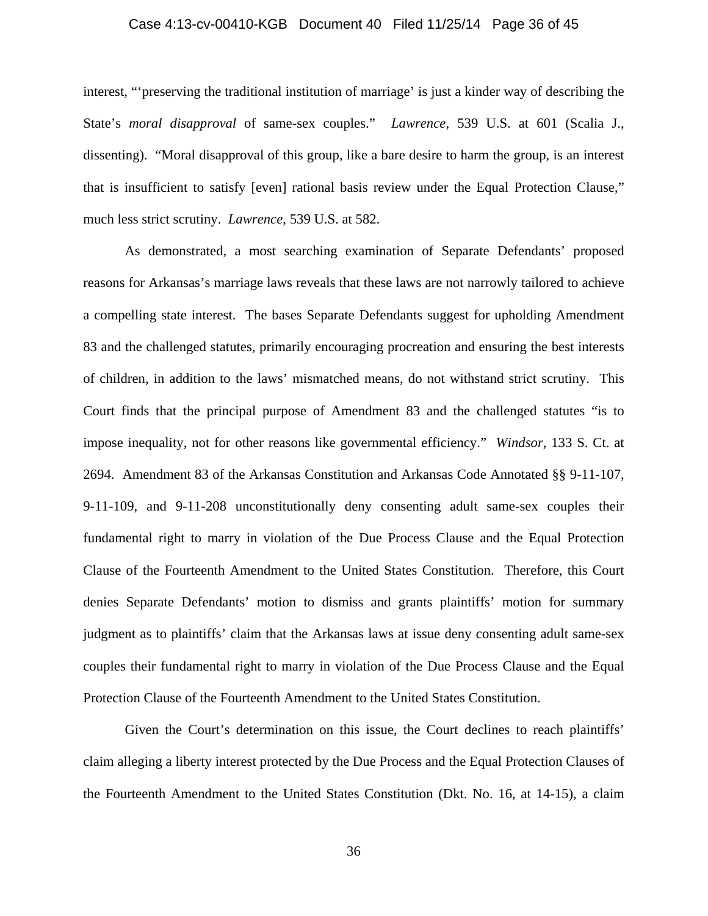interest, "'preserving the traditional institution of marriage' is just a kinder way of describing the State's *moral disapproval* of same-sex couples." *Lawrence*, 539 U.S. at 601 (Scalia J., dissenting). "Moral disapproval of this group, like a bare desire to harm the group, is an interest that is insufficient to satisfy [even] rational basis review under the Equal Protection Clause," much less strict scrutiny. *Lawrence*, 539 U.S. at 582.

As demonstrated, a most searching examination of Separate Defendants' proposed reasons for Arkansas's marriage laws reveals that these laws are not narrowly tailored to achieve a compelling state interest. The bases Separate Defendants suggest for upholding Amendment 83 and the challenged statutes, primarily encouraging procreation and ensuring the best interests of children, in addition to the laws' mismatched means, do not withstand strict scrutiny. This Court finds that the principal purpose of Amendment 83 and the challenged statutes "is to impose inequality, not for other reasons like governmental efficiency." *Windsor*, 133 S. Ct. at 2694. Amendment 83 of the Arkansas Constitution and Arkansas Code Annotated §§ 9-11-107, 9-11-109, and 9-11-208 unconstitutionally deny consenting adult same-sex couples their fundamental right to marry in violation of the Due Process Clause and the Equal Protection Clause of the Fourteenth Amendment to the United States Constitution. Therefore, this Court denies Separate Defendants' motion to dismiss and grants plaintiffs' motion for summary judgment as to plaintiffs' claim that the Arkansas laws at issue deny consenting adult same-sex couples their fundamental right to marry in violation of the Due Process Clause and the Equal Protection Clause of the Fourteenth Amendment to the United States Constitution.

Given the Court's determination on this issue, the Court declines to reach plaintiffs' claim alleging a liberty interest protected by the Due Process and the Equal Protection Clauses of the Fourteenth Amendment to the United States Constitution (Dkt. No. 16, at 14-15), a claim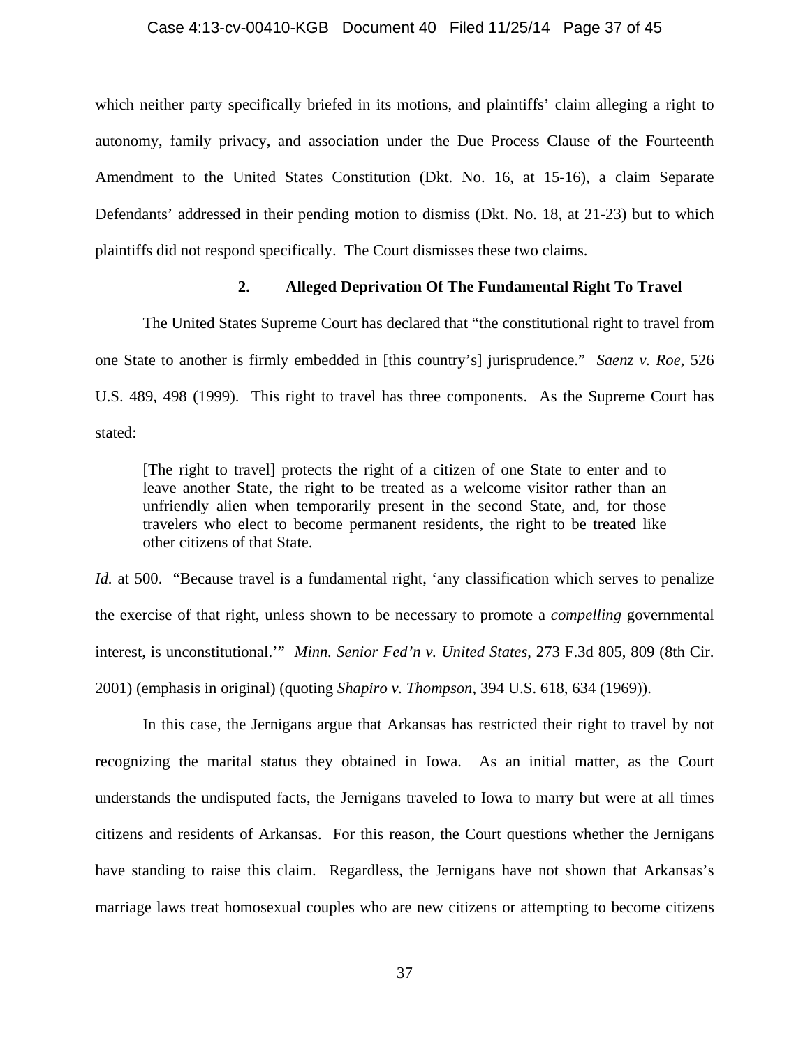which neither party specifically briefed in its motions, and plaintiffs' claim alleging a right to autonomy, family privacy, and association under the Due Process Clause of the Fourteenth Amendment to the United States Constitution (Dkt. No. 16, at 15-16), a claim Separate Defendants' addressed in their pending motion to dismiss (Dkt. No. 18, at 21-23) but to which plaintiffs did not respond specifically. The Court dismisses these two claims.

### 2. Alleged Deprivation Of The Fundamental Right To Travel

The United States Supreme Court has declared that "the constitutional right to travel from one State to another is firmly embedded in [this country's] jurisprudence." *Saenz v. Roe*, 526 U.S. 489, 498 (1999). This right to travel has three components. As the Supreme Court has stated:

> [The right to travel] protects the right of a citizen of one State to enter and to leave another State, the right to be treated as a welcome visitor rather than an unfriendly alien when temporarily present in the second State, and, for those travelers who elect to become permanent residents, the right to be treated like other citizens of that State.

*Id.* at 500. "Because travel is a fundamental right, 'any classification which serves to penalize the exercise of that right, unless shown to be necessary to promote a *compelling* governmental interest, is unconstitutional.'" *Minn. Senior Fed'n v. United States*, 273 F.3d 805, 809 (8th Cir. 2001) (emphasis in original) (quoting *Shapiro v. Thompson*, 394 U.S. 618, 634 (1969)).

In this case, the Jernigans argue that Arkansas has restricted their right to travel by not recognizing the marital status they obtained in Iowa. As an initial matter, as the Court understands the undisputed facts, the Jernigans traveled to Iowa to marry but were at all times citizens and residents of Arkansas. For this reason, the Court questions whether the Jernigans have standing to raise this claim. Regardless, the Jernigans have not shown that Arkansas's marriage laws treat homosexual couples who are new citizens or attempting to become citizens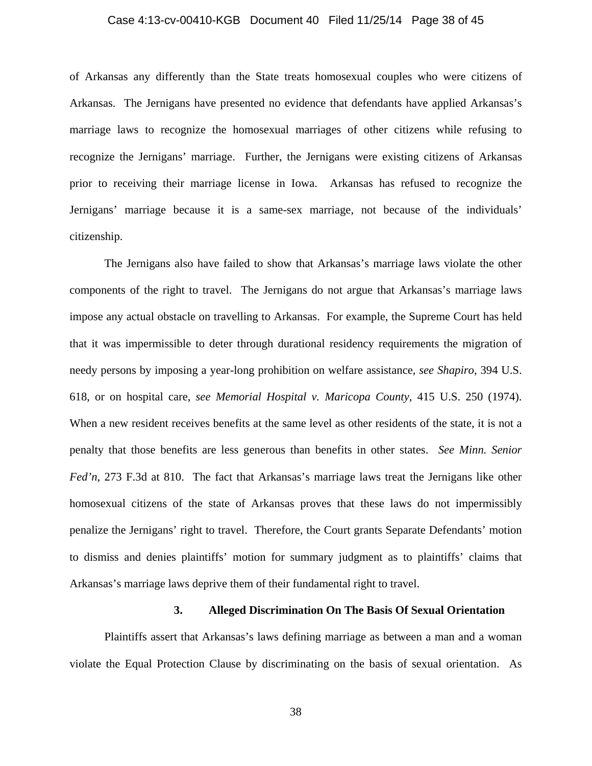of Arkansas any differently than the State treats homosexual couples who were citizens of Arkansas. The Jernigans have presented no evidence that defendants have applied Arkansas's marriage laws to recognize the homosexual marriages of other citizens while refusing to recognize the Jernigans' marriage. Further, the Jernigans were existing citizens of Arkansas prior to receiving their marriage license in Iowa. Arkansas has refused to recognize the Jernigans' marriage because it is a same-sex marriage, not because of the individuals' citizenship.

The Jernigans also have failed to show that Arkansas's marriage laws violate the other components of the right to travel. The Jernigans do not argue that Arkansas's marriage laws impose any actual obstacle on travelling to Arkansas. For example, the Supreme Court has held that it was impermissible to deter through durational residency requirements the migration of needy persons by imposing a year-long prohibition on welfare assistance, *see Shapiro*, 394 U.S. 618, or on hospital care, *see Memorial Hospital v. Maricopa County*, 415 U.S. 250 (1974). When a new resident receives benefits at the same level as other residents of the state, it is not a penalty that those benefits are less generous than benefits in other states. *See Minn. Senior Fed'n*, 273 F.3d at 810. The fact that Arkansas's marriage laws treat the Jernigans like other homosexual citizens of the state of Arkansas proves that these laws do not impermissibly penalize the Jernigans' right to travel. Therefore, the Court grants Separate Defendants' motion to dismiss and denies plaintiffs' motion for summary judgment as to plaintiffs' claims that Arkansas's marriage laws deprive them of their fundamental right to travel.

### 3. Alleged Discrimination On The Basis Of Sexual Orientation

Plaintiffs assert that Arkansas's laws defining marriage as between a man and a woman violate the Equal Protection Clause by discriminating on the basis of sexual orientation. As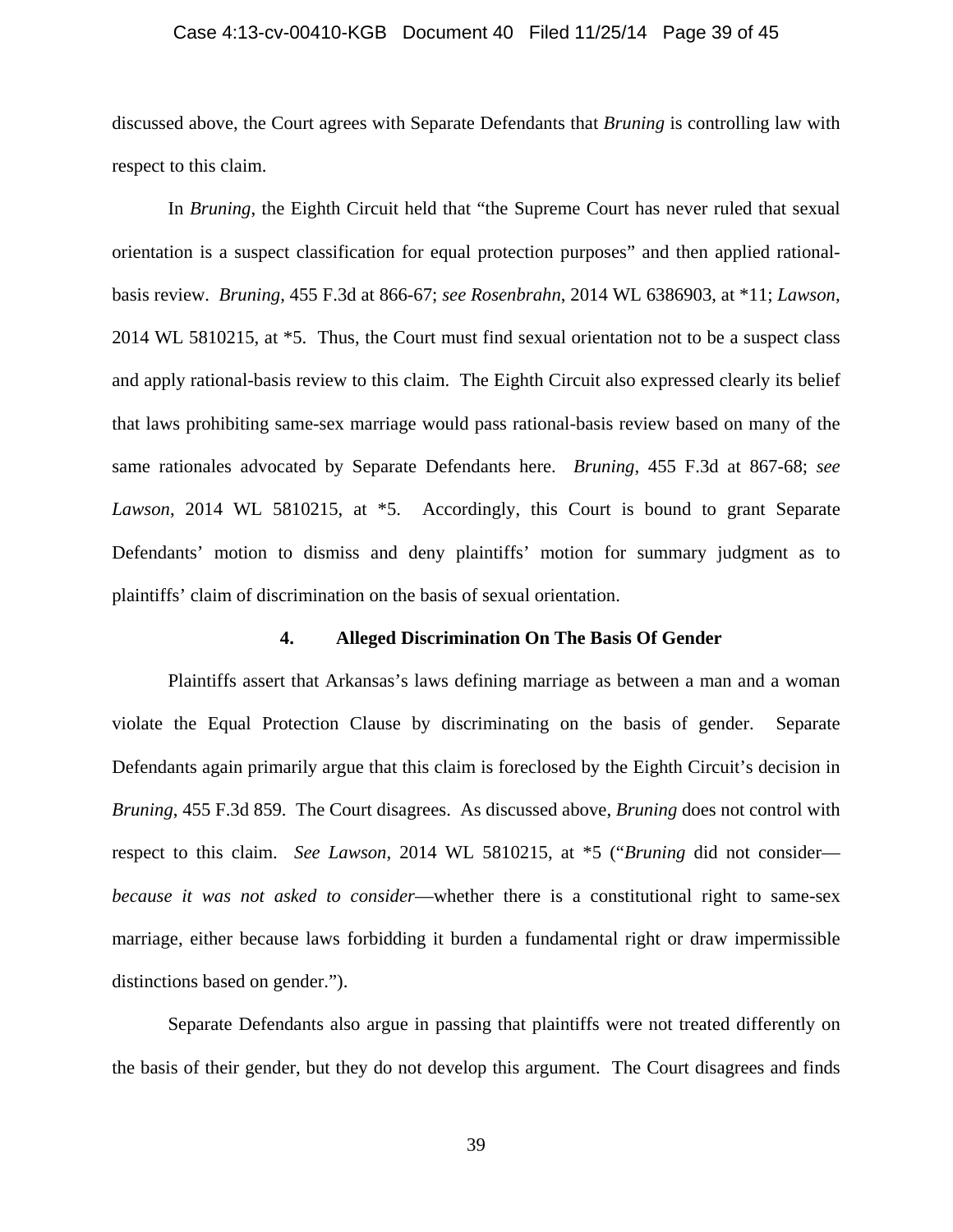discussed above, the Court agrees with Separate Defendants that *Bruning* is controlling law with respect to this claim.

In *Bruning*, the Eighth Circuit held that "the Supreme Court has never ruled that sexual orientation is a suspect classification for equal protection purposes" and then applied rational-basis review. *Bruning*, 455 F.3d at 866-67; *see Rosenbrahn*, 2014 WL 6386903, at *11; *Lawson*, 2014 WL 5810215, at *5. Thus, the Court must find sexual orientation not to be a suspect class and apply rational-basis review to this claim. The Eighth Circuit also expressed clearly its belief that laws prohibiting same-sex marriage would pass rational-basis review based on many of the same rationales advocated by Separate Defendants here. *Bruning*, 455 F.3d at 867-68; *see Lawson*, 2014 WL 5810215, at *5. Accordingly, this Court is bound to grant Separate Defendants' motion to dismiss and deny plaintiffs' motion for summary judgment as to plaintiffs' claim of discrimination on the basis of sexual orientation.

#### 4. Alleged Discrimination On The Basis Of Gender

Plaintiffs assert that Arkansas's laws defining marriage as between a man and a woman violate the Equal Protection Clause by discriminating on the basis of gender. Separate Defendants again primarily argue that this claim is foreclosed by the Eighth Circuit's decision in *Bruning*, 455 F.3d 859. The Court disagrees. As discussed above, *Bruning* does not control with respect to this claim. *See Lawson*, 2014 WL 5810215, at *5 ("*Bruning* did not consider—*because it was not asked to consider*—whether there is a constitutional right to same-sex marriage, either because laws forbidding it burden a fundamental right or draw impermissible distinctions based on gender.").

Separate Defendants also argue in passing that plaintiffs were not treated differently on the basis of their gender, but they do not develop this argument. The Court disagrees and finds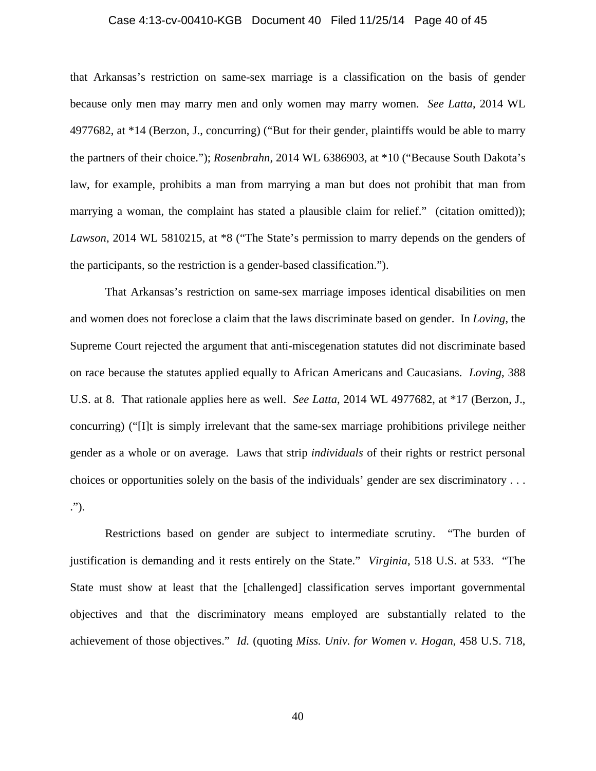that Arkansas's restriction on same-sex marriage is a classification on the basis of gender because only men may marry men and only women may marry women. *See Latta*, 2014 WL 4977682, at *14 (Berzon, J., concurring) ("But for their gender, plaintiffs would be able to marry the partners of their choice."); *Rosenbrahn*, 2014 WL 6386903, at *10 ("Because South Dakota's law, for example, prohibits a man from marrying a man but does not prohibit that man from marrying a woman, the complaint has stated a plausible claim for relief." (citation omitted)); *Lawson*, 2014 WL 5810215, at *8 ("The State's permission to marry depends on the genders of the participants, so the restriction is a gender-based classification.").

That Arkansas's restriction on same-sex marriage imposes identical disabilities on men and women does not foreclose a claim that the laws discriminate based on gender. In *Loving*, the Supreme Court rejected the argument that anti-miscegenation statutes did not discriminate based on race because the statutes applied equally to African Americans and Caucasians. *Loving*, 388 U.S. at 8. That rationale applies here as well. *See Latta*, 2014 WL 4977682, at *17 (Berzon, J., concurring) ("[I]t is simply irrelevant that the same-sex marriage prohibitions privilege neither gender as a whole or on average. Laws that strip *individuals* of their rights or restrict personal choices or opportunities solely on the basis of the individuals' gender are sex discriminatory . . . .").

Restrictions based on gender are subject to intermediate scrutiny. "The burden of justification is demanding and it rests entirely on the State." *Virginia*, 518 U.S. at 533. "The State must show at least that the [challenged] classification serves important governmental objectives and that the discriminatory means employed are substantially related to the achievement of those objectives." *Id.* (quoting *Miss. Univ. for Women v. Hogan*, 458 U.S. 718,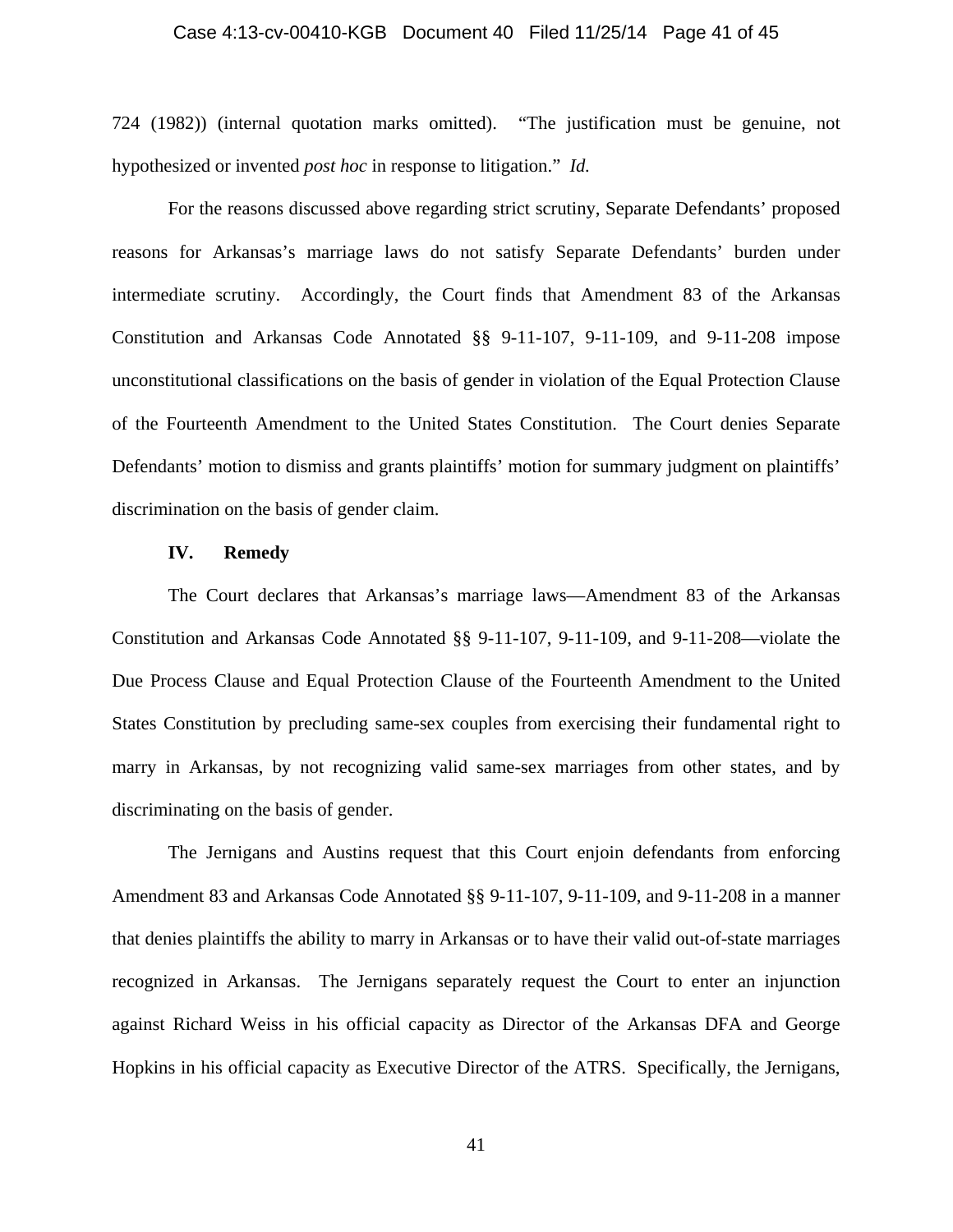724 (1982)) (internal quotation marks omitted). "The justification must be genuine, not hypothesized or invented *post hoc* in response to litigation." *Id.*

For the reasons discussed above regarding strict scrutiny, Separate Defendants' proposed reasons for Arkansas's marriage laws do not satisfy Separate Defendants' burden under intermediate scrutiny. Accordingly, the Court finds that Amendment 83 of the Arkansas Constitution and Arkansas Code Annotated §§ 9-11-107, 9-11-109, and 9-11-208 impose unconstitutional classifications on the basis of gender in violation of the Equal Protection Clause of the Fourteenth Amendment to the United States Constitution. The Court denies Separate Defendants' motion to dismiss and grants plaintiffs' motion for summary judgment on plaintiffs' discrimination on the basis of gender claim.

## IV. Remedy

The Court declares that Arkansas's marriage laws—Amendment 83 of the Arkansas Constitution and Arkansas Code Annotated §§ 9-11-107, 9-11-109, and 9-11-208—violate the Due Process Clause and Equal Protection Clause of the Fourteenth Amendment to the United States Constitution by precluding same-sex couples from exercising their fundamental right to marry in Arkansas, by not recognizing valid same-sex marriages from other states, and by discriminating on the basis of gender.

The Jernigans and Austins request that this Court enjoin defendants from enforcing Amendment 83 and Arkansas Code Annotated §§ 9-11-107, 9-11-109, and 9-11-208 in a manner that denies plaintiffs the ability to marry in Arkansas or to have their valid out-of-state marriages recognized in Arkansas. The Jernigans separately request the Court to enter an injunction against Richard Weiss in his official capacity as Director of the Arkansas DFA and George Hopkins in his official capacity as Executive Director of the ATRS. Specifically, the Jernigans,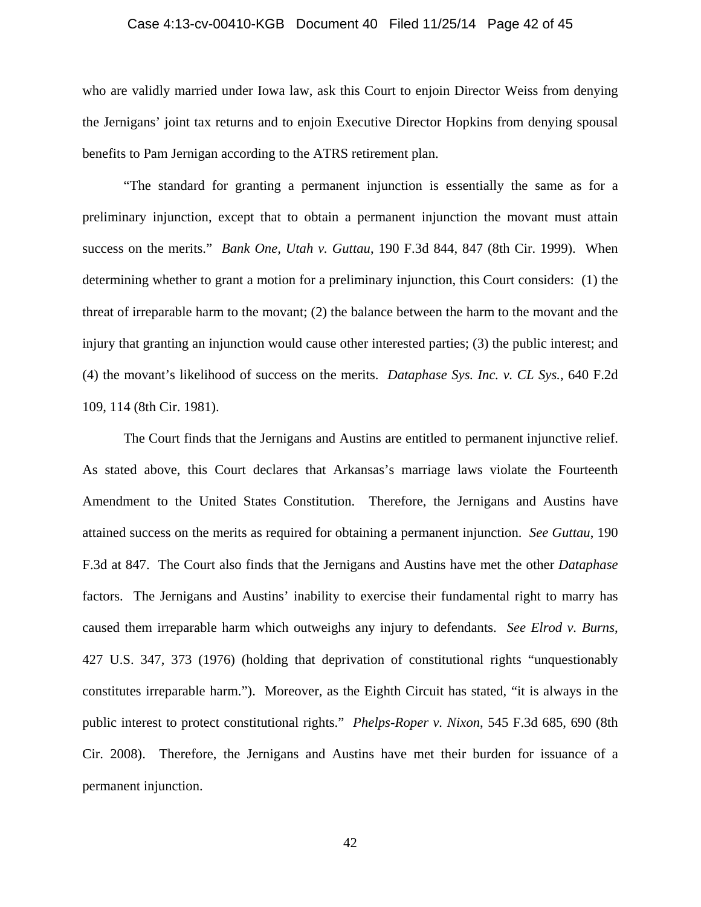who are validly married under Iowa law, ask this Court to enjoin Director Weiss from denying the Jernigans' joint tax returns and to enjoin Executive Director Hopkins from denying spousal benefits to Pam Jernigan according to the ATRS retirement plan.

"The standard for granting a permanent injunction is essentially the same as for a preliminary injunction, except that to obtain a permanent injunction the movant must attain success on the merits." *Bank One, Utah v. Guttau*, 190 F.3d 844, 847 (8th Cir. 1999). When determining whether to grant a motion for a preliminary injunction, this Court considers: (1) the threat of irreparable harm to the movant; (2) the balance between the harm to the movant and the injury that granting an injunction would cause other interested parties; (3) the public interest; and (4) the movant's likelihood of success on the merits. *Dataphase Sys. Inc. v. CL Sys.*, 640 F.2d 109, 114 (8th Cir. 1981).

The Court finds that the Jernigans and Austins are entitled to permanent injunctive relief. As stated above, this Court declares that Arkansas's marriage laws violate the Fourteenth Amendment to the United States Constitution. Therefore, the Jernigans and Austins have attained success on the merits as required for obtaining a permanent injunction. *See Guttau*, 190 F.3d at 847. The Court also finds that the Jernigans and Austins have met the other *Dataphase* factors. The Jernigans and Austins' inability to exercise their fundamental right to marry has caused them irreparable harm which outweighs any injury to defendants. *See Elrod v. Burns*, 427 U.S. 347, 373 (1976) (holding that deprivation of constitutional rights "unquestionably constitutes irreparable harm."). Moreover, as the Eighth Circuit has stated, "it is always in the public interest to protect constitutional rights." *Phelps-Roper v. Nixon*, 545 F.3d 685, 690 (8th Cir. 2008). Therefore, the Jernigans and Austins have met their burden for issuance of a permanent injunction.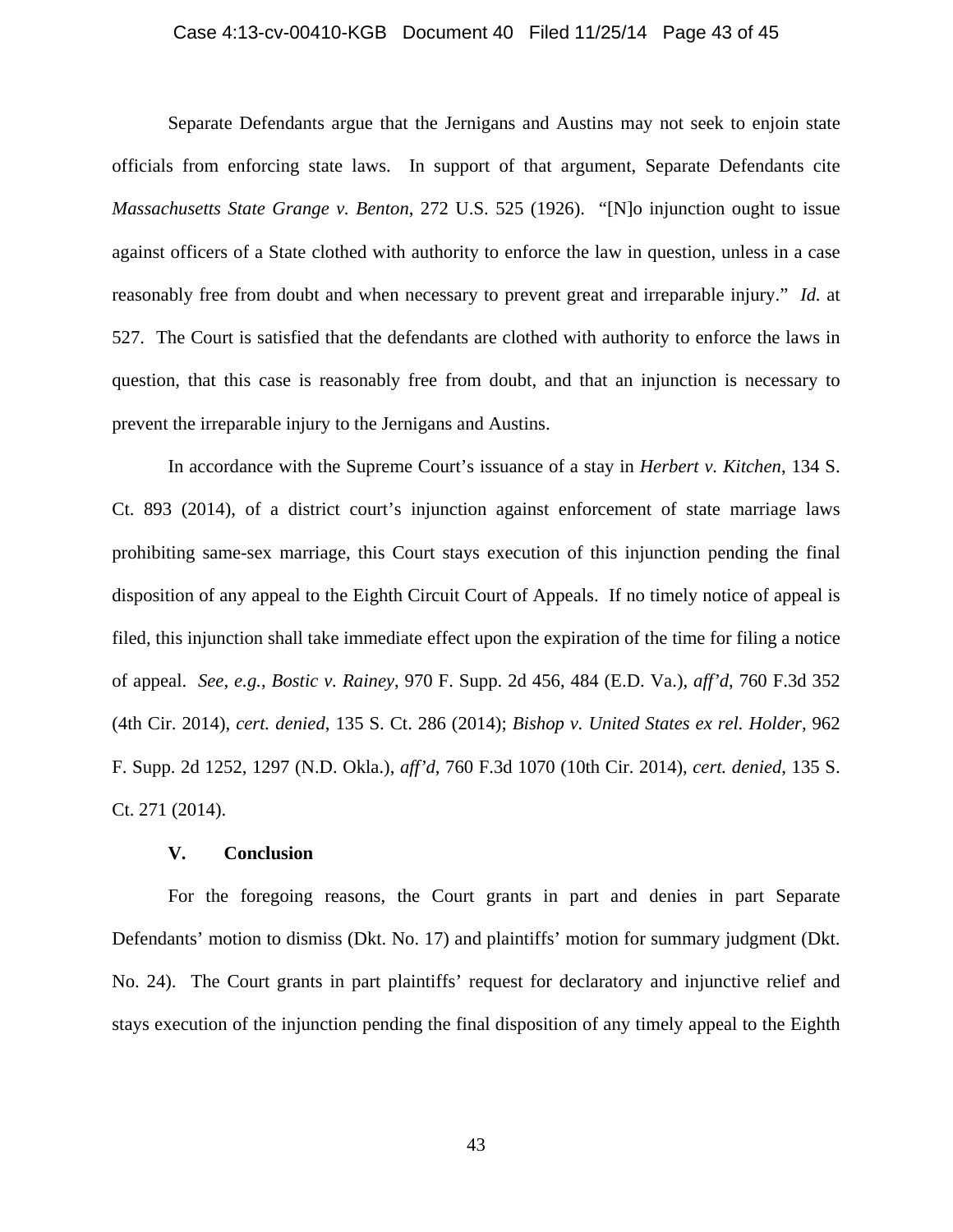Separate Defendants argue that the Jernigans and Austins may not seek to enjoin state officials from enforcing state laws. In support of that argument, Separate Defendants cite *Massachusetts State Grange v. Benton*, 272 U.S. 525 (1926). "[N]o injunction ought to issue against officers of a State clothed with authority to enforce the law in question, unless in a case reasonably free from doubt and when necessary to prevent great and irreparable injury." *Id.* at 527. The Court is satisfied that the defendants are clothed with authority to enforce the laws in question, that this case is reasonably free from doubt, and that an injunction is necessary to prevent the irreparable injury to the Jernigans and Austins.

In accordance with the Supreme Court's issuance of a stay in *Herbert v. Kitchen*, 134 S. Ct. 893 (2014), of a district court's injunction against enforcement of state marriage laws prohibiting same-sex marriage, this Court stays execution of this injunction pending the final disposition of any appeal to the Eighth Circuit Court of Appeals. If no timely notice of appeal is filed, this injunction shall take immediate effect upon the expiration of the time for filing a notice of appeal. *See, e.g.*, *Bostic v. Rainey*, 970 F. Supp. 2d 456, 484 (E.D. Va.), *aff'd*, 760 F.3d 352 (4th Cir. 2014), *cert. denied*, 135 S. Ct. 286 (2014); *Bishop v. United States ex rel. Holder*, 962 F. Supp. 2d 1252, 1297 (N.D. Okla.), *aff'd*, 760 F.3d 1070 (10th Cir. 2014), *cert. denied*, 135 S. Ct. 271 (2014).

## V. Conclusion

For the foregoing reasons, the Court grants in part and denies in part Separate Defendants' motion to dismiss (Dkt. No. 17) and plaintiffs' motion for summary judgment (Dkt. No. 24). The Court grants in part plaintiffs' request for declaratory and injunctive relief and stays execution of the injunction pending the final disposition of any timely appeal to the Eighth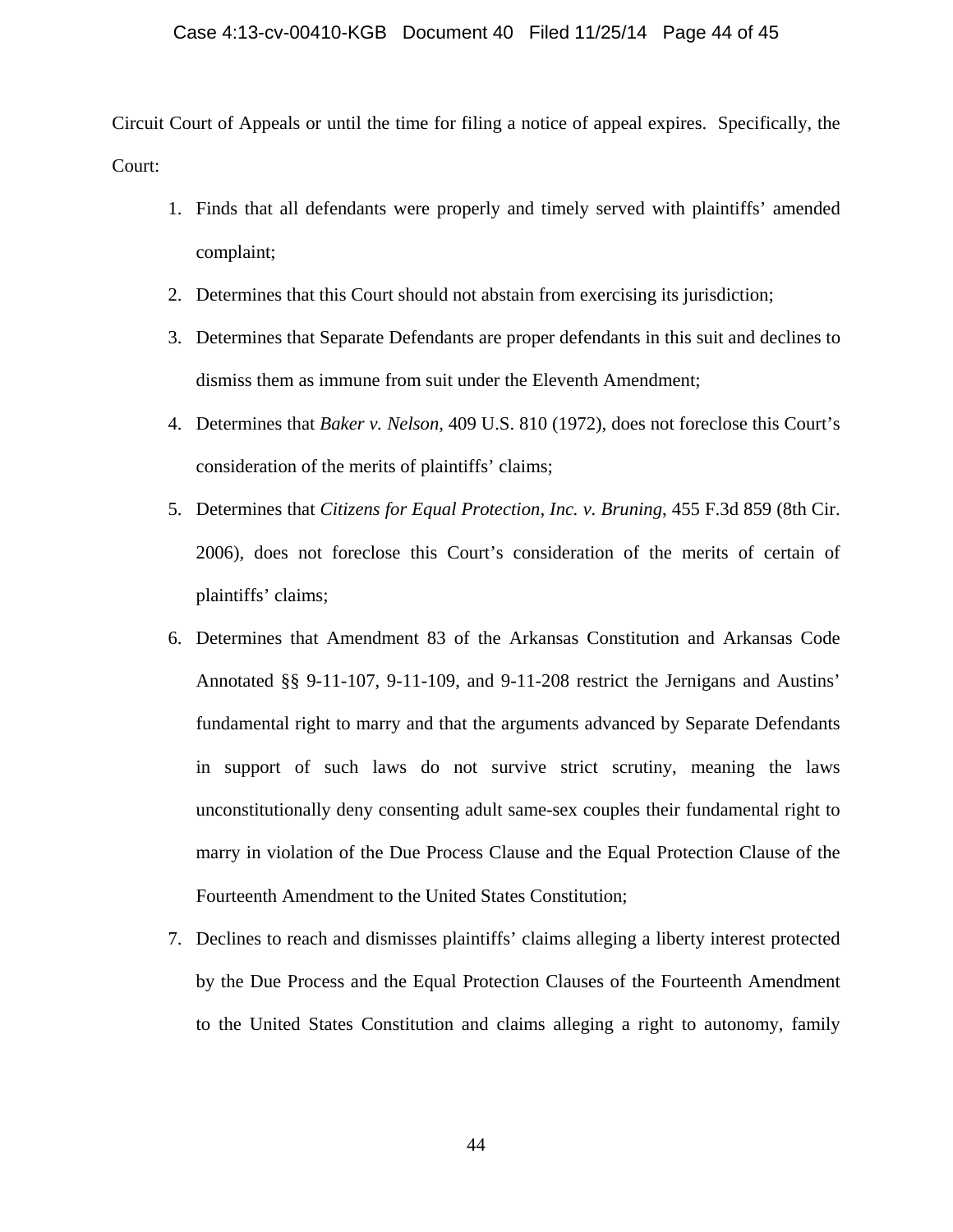Circuit Court of Appeals or until the time for filing a notice of appeal expires. Specifically, the Court:

1. Finds that all defendants were properly and timely served with plaintiffs' amended complaint;
2. Determines that this Court should not abstain from exercising its jurisdiction;
3. Determines that Separate Defendants are proper defendants in this suit and declines to dismiss them as immune from suit under the Eleventh Amendment;
4. Determines that *Baker v. Nelson*, 409 U.S. 810 (1972), does not foreclose this Court's consideration of the merits of plaintiffs' claims;
5. Determines that *Citizens for Equal Protection, Inc. v. Bruning*, 455 F.3d 859 (8th Cir. 2006), does not foreclose this Court's consideration of the merits of certain of plaintiffs' claims;
6. Determines that Amendment 83 of the Arkansas Constitution and Arkansas Code Annotated §§ 9-11-107, 9-11-109, and 9-11-208 restrict the Jernigans and Austins' fundamental right to marry and that the arguments advanced by Separate Defendants in support of such laws do not survive strict scrutiny, meaning the laws unconstitutionally deny consenting adult same-sex couples their fundamental right to marry in violation of the Due Process Clause and the Equal Protection Clause of the Fourteenth Amendment to the United States Constitution;
7. Declines to reach and dismisses plaintiffs' claims alleging a liberty interest protected by the Due Process and the Equal Protection Clauses of the Fourteenth Amendment to the United States Constitution and claims alleging a right to autonomy, family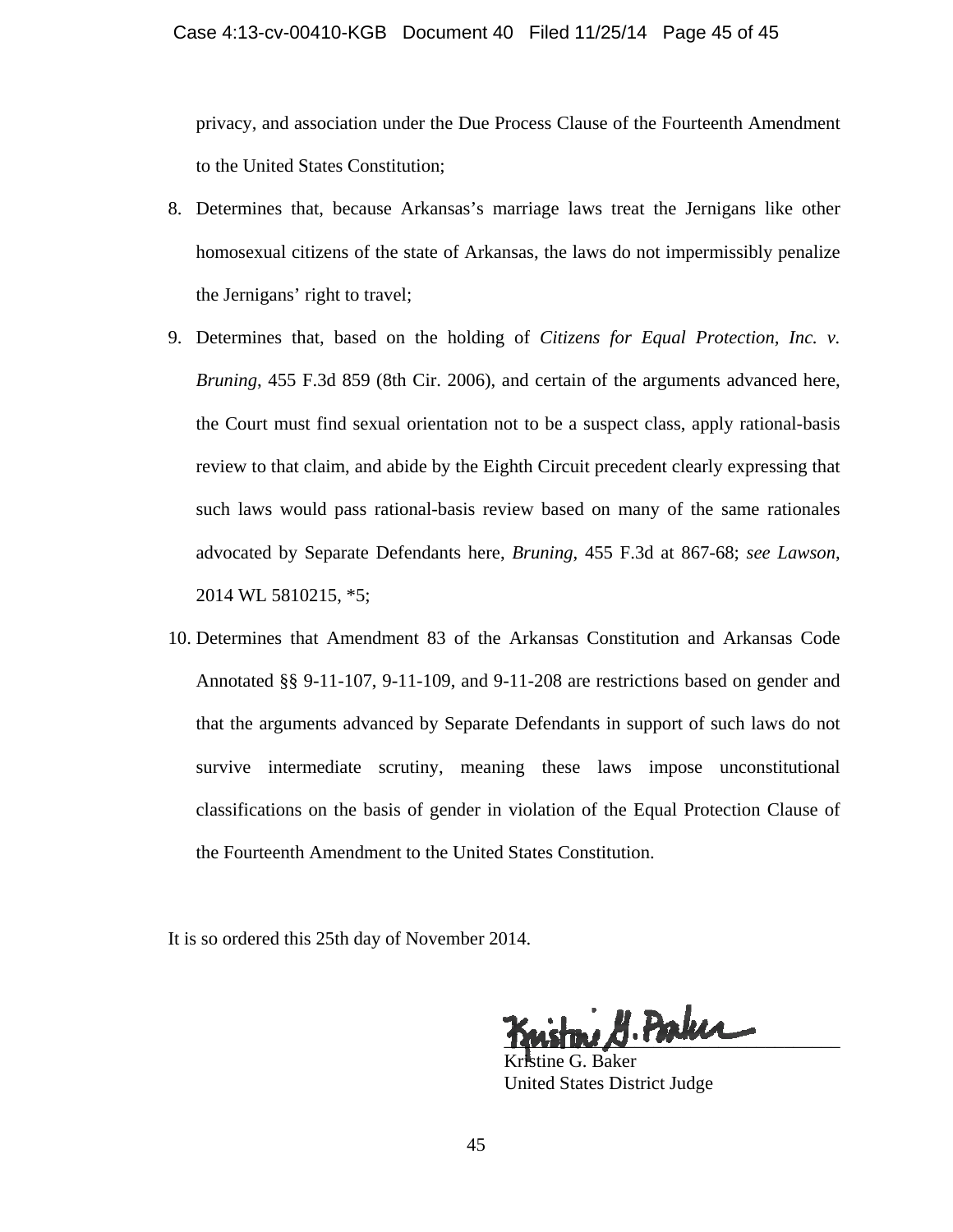privacy, and association under the Due Process Clause of the Fourteenth Amendment to the United States Constitution;

8. Determines that, because Arkansas's marriage laws treat the Jernigans like other homosexual citizens of the state of Arkansas, the laws do not impermissibly penalize the Jernigans' right to travel;
9. Determines that, based on the holding of *Citizens for Equal Protection, Inc. v. Bruning*, 455 F.3d 859 (8th Cir. 2006), and certain of the arguments advanced here, the Court must find sexual orientation not to be a suspect class, apply rational-basis review to that claim, and abide by the Eighth Circuit precedent clearly expressing that such laws would pass rational-basis review based on many of the same rationales advocated by Separate Defendants here, *Bruning*, 455 F.3d at 867-68; *see Lawson*, 2014 WL 5810215, *5;
10. Determines that Amendment 83 of the Arkansas Constitution and Arkansas Code Annotated §§ 9-11-107, 9-11-109, and 9-11-208 are restrictions based on gender and that the arguments advanced by Separate Defendants in support of such laws do not survive intermediate scrutiny, meaning these laws impose unconstitutional classifications on the basis of gender in violation of the Equal Protection Clause of the Fourteenth Amendment to the United States Constitution.

It is so ordered this 25th day of November 2014.

Kristine G. Baker
United States District Judge